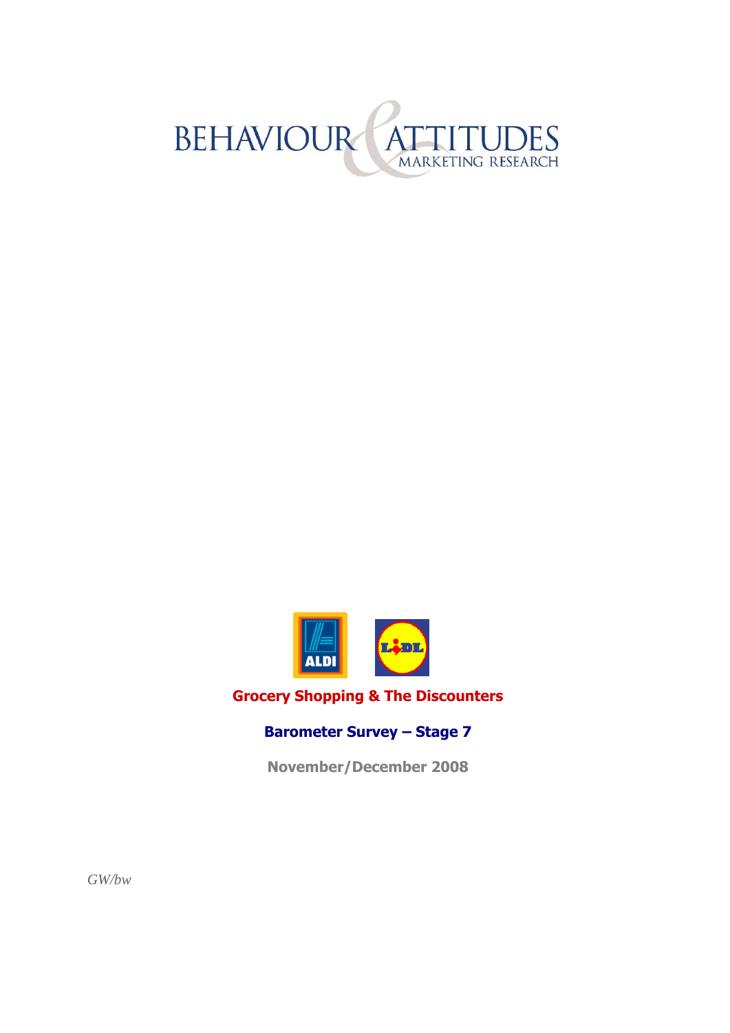BEHAVIOUR & ATTITUDES

MARKETING RESEARCH

ALDI LIDL

# Grocery Shopping & The Discounters

## Barometer Survey – Stage 7

**November/December 2008**

*GW/bw*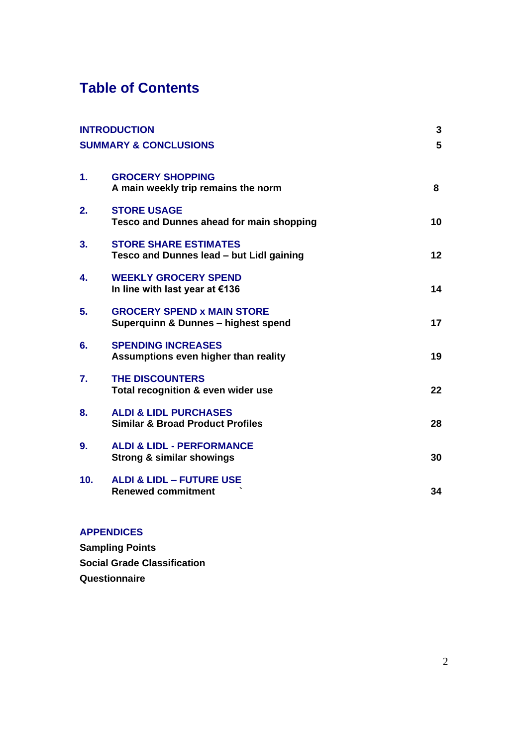# Table of Contents

| | | |
|---|---|---|
| **INTRODUCTION** | | **3** |
| **SUMMARY & CONCLUSIONS** | | **5** |
| **1.** | **GROCERY SHOPPING**<br>**A main weekly trip remains the norm** | **8** |
| **2.** | **STORE USAGE**<br>**Tesco and Dunnes ahead for main shopping** | **10** |
| **3.** | **STORE SHARE ESTIMATES**<br>**Tesco and Dunnes lead – but Lidl gaining** | **12** |
| **4.** | **WEEKLY GROCERY SPEND**<br>**In line with last year at €136** | **14** |
| **5.** | **GROCERY SPEND x MAIN STORE**<br>**Superquinn & Dunnes – highest spend** | **17** |
| **6.** | **SPENDING INCREASES**<br>**Assumptions even higher than reality** | **19** |
| **7.** | **THE DISCOUNTERS**<br>**Total recognition & even wider use** | **22** |
| **8.** | **ALDI & LIDL PURCHASES**<br>**Similar & Broad Product Profiles** | **28** |
| **9.** | **ALDI & LIDL - PERFORMANCE**<br>**Strong & similar showings** | **30** |
| **10.** | **ALDI & LIDL – FUTURE USE**<br>**Renewed commitment** | **34** |

**APPENDICES**

**Sampling Points**

**Social Grade Classification**

**Questionnaire**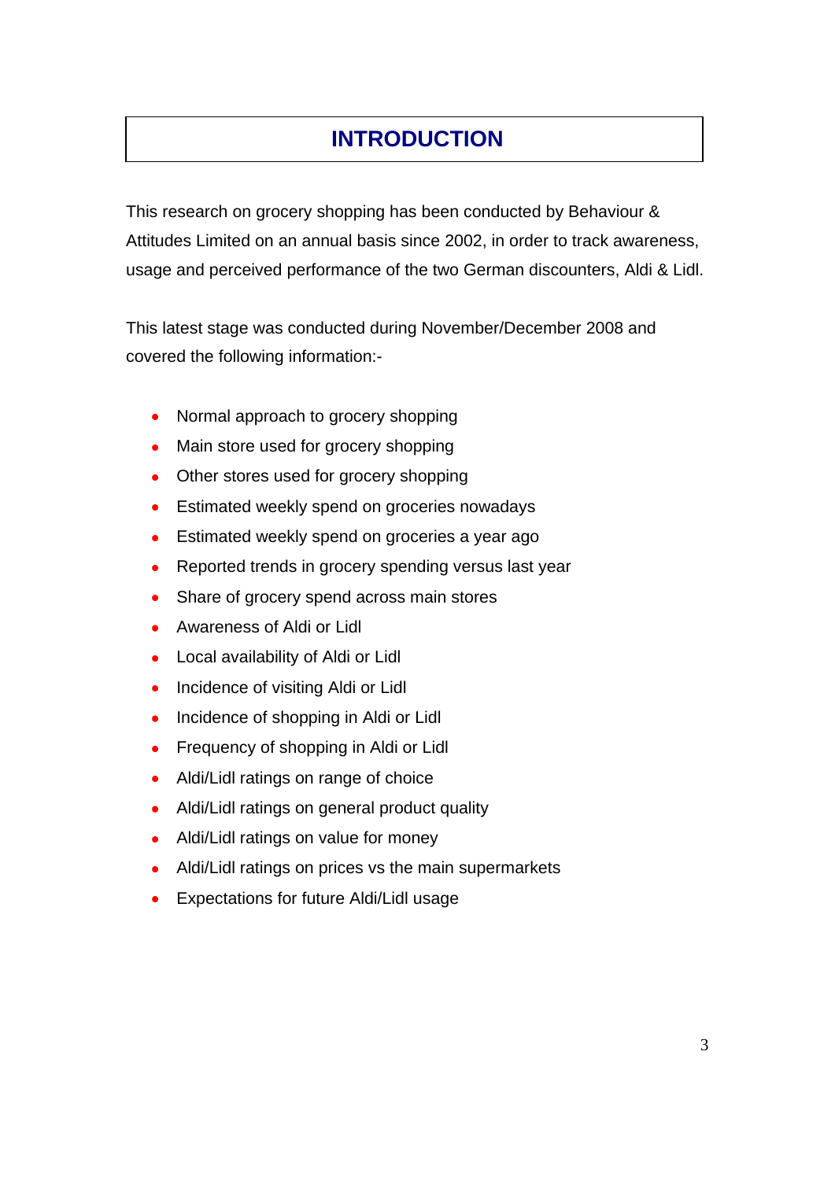# INTRODUCTION

This research on grocery shopping has been conducted by Behaviour & Attitudes Limited on an annual basis since 2002, in order to track awareness, usage and perceived performance of the two German discounters, Aldi & Lidl.

This latest stage was conducted during November/December 2008 and covered the following information:-

- Normal approach to grocery shopping
- Main store used for grocery shopping
- Other stores used for grocery shopping
- Estimated weekly spend on groceries nowadays
- Estimated weekly spend on groceries a year ago
- Reported trends in grocery spending versus last year
- Share of grocery spend across main stores
- Awareness of Aldi or Lidl
- Local availability of Aldi or Lidl
- Incidence of visiting Aldi or Lidl
- Incidence of shopping in Aldi or Lidl
- Frequency of shopping in Aldi or Lidl
- Aldi/Lidl ratings on range of choice
- Aldi/Lidl ratings on general product quality
- Aldi/Lidl ratings on value for money
- Aldi/Lidl ratings on prices vs the main supermarkets
- Expectations for future Aldi/Lidl usage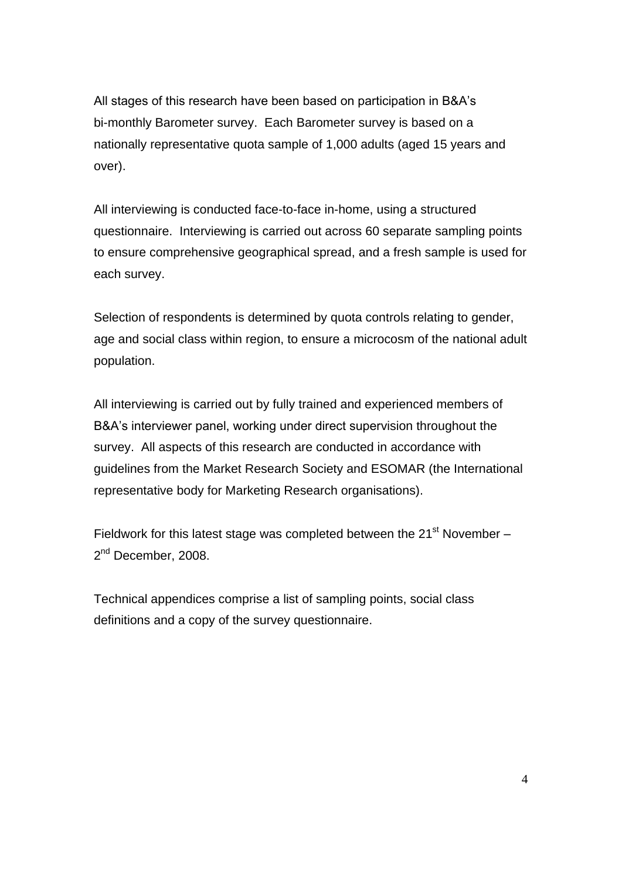All stages of this research have been based on participation in B&A's bi-monthly Barometer survey. Each Barometer survey is based on a nationally representative quota sample of 1,000 adults (aged 15 years and over).

All interviewing is conducted face-to-face in-home, using a structured questionnaire. Interviewing is carried out across 60 separate sampling points to ensure comprehensive geographical spread, and a fresh sample is used for each survey.

Selection of respondents is determined by quota controls relating to gender, age and social class within region, to ensure a microcosm of the national adult population.

All interviewing is carried out by fully trained and experienced members of B&A's interviewer panel, working under direct supervision throughout the survey. All aspects of this research are conducted in accordance with guidelines from the Market Research Society and ESOMAR (the International representative body for Marketing Research organisations).

Fieldwork for this latest stage was completed between the 21st November – 2nd December, 2008.

Technical appendices comprise a list of sampling points, social class definitions and a copy of the survey questionnaire.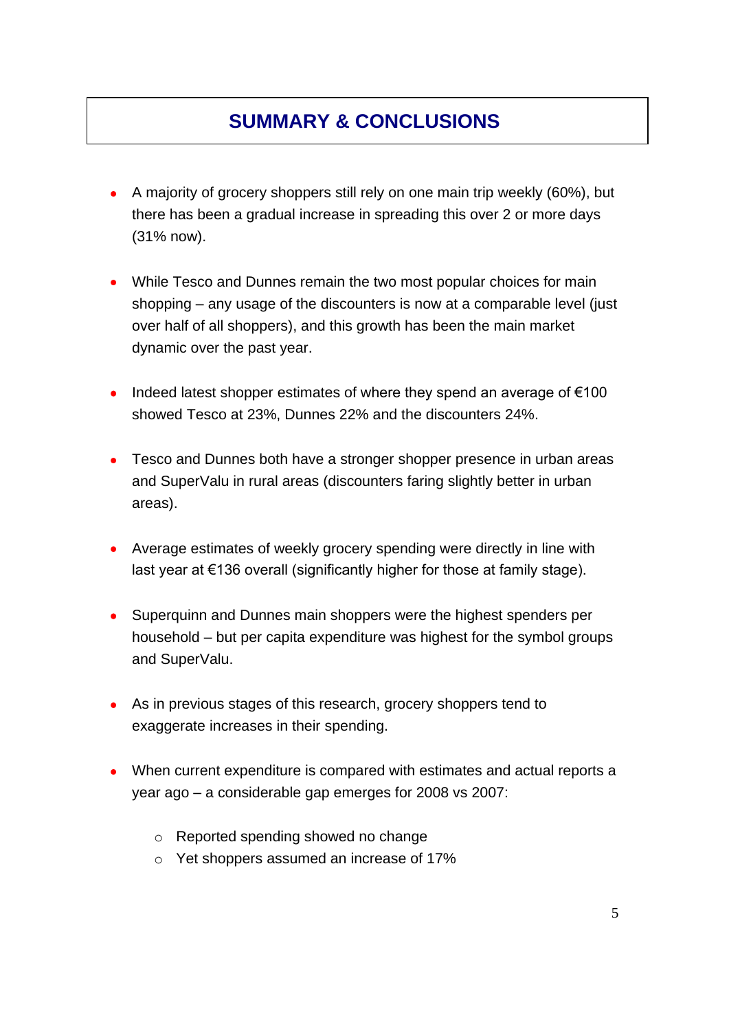# SUMMARY & CONCLUSIONS

- A majority of grocery shoppers still rely on one main trip weekly (60%), but there has been a gradual increase in spreading this over 2 or more days (31% now).

- While Tesco and Dunnes remain the two most popular choices for main shopping – any usage of the discounters is now at a comparable level (just over half of all shoppers), and this growth has been the main market dynamic over the past year.

- Indeed latest shopper estimates of where they spend an average of €100 showed Tesco at 23%, Dunnes 22% and the discounters 24%.

- Tesco and Dunnes both have a stronger shopper presence in urban areas and SuperValu in rural areas (discounters faring slightly better in urban areas).

- Average estimates of weekly grocery spending were directly in line with last year at €136 overall (significantly higher for those at family stage).

- Superquinn and Dunnes main shoppers were the highest spenders per household – but per capita expenditure was highest for the symbol groups and SuperValu.

- As in previous stages of this research, grocery shoppers tend to exaggerate increases in their spending.

- When current expenditure is compared with estimates and actual reports a year ago – a considerable gap emerges for 2008 vs 2007:
  - Reported spending showed no change
  - Yet shoppers assumed an increase of 17%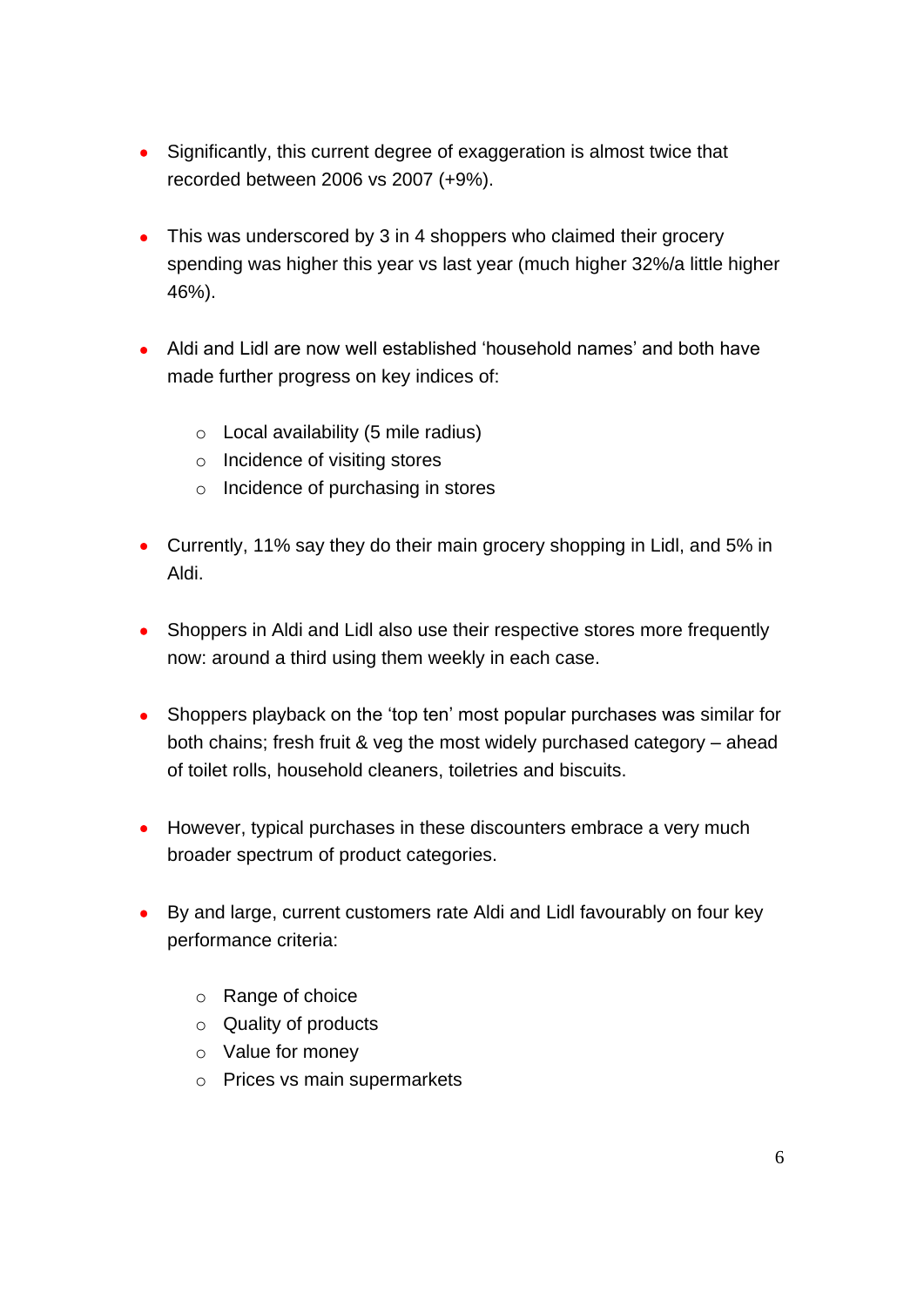- Significantly, this current degree of exaggeration is almost twice that recorded between 2006 vs 2007 (+9%).

- This was underscored by 3 in 4 shoppers who claimed their grocery spending was higher this year vs last year (much higher 32%/a little higher 46%).

- Aldi and Lidl are now well established 'household names' and both have made further progress on key indices of:

    - Local availability (5 mile radius)
    - Incidence of visiting stores
    - Incidence of purchasing in stores

- Currently, 11% say they do their main grocery shopping in Lidl, and 5% in Aldi.

- Shoppers in Aldi and Lidl also use their respective stores more frequently now: around a third using them weekly in each case.

- Shoppers playback on the 'top ten' most popular purchases was similar for both chains; fresh fruit & veg the most widely purchased category – ahead of toilet rolls, household cleaners, toiletries and biscuits.

- However, typical purchases in these discounters embrace a very much broader spectrum of product categories.

- By and large, current customers rate Aldi and Lidl favourably on four key performance criteria:

    - Range of choice
    - Quality of products
    - Value for money
    - Prices vs main supermarkets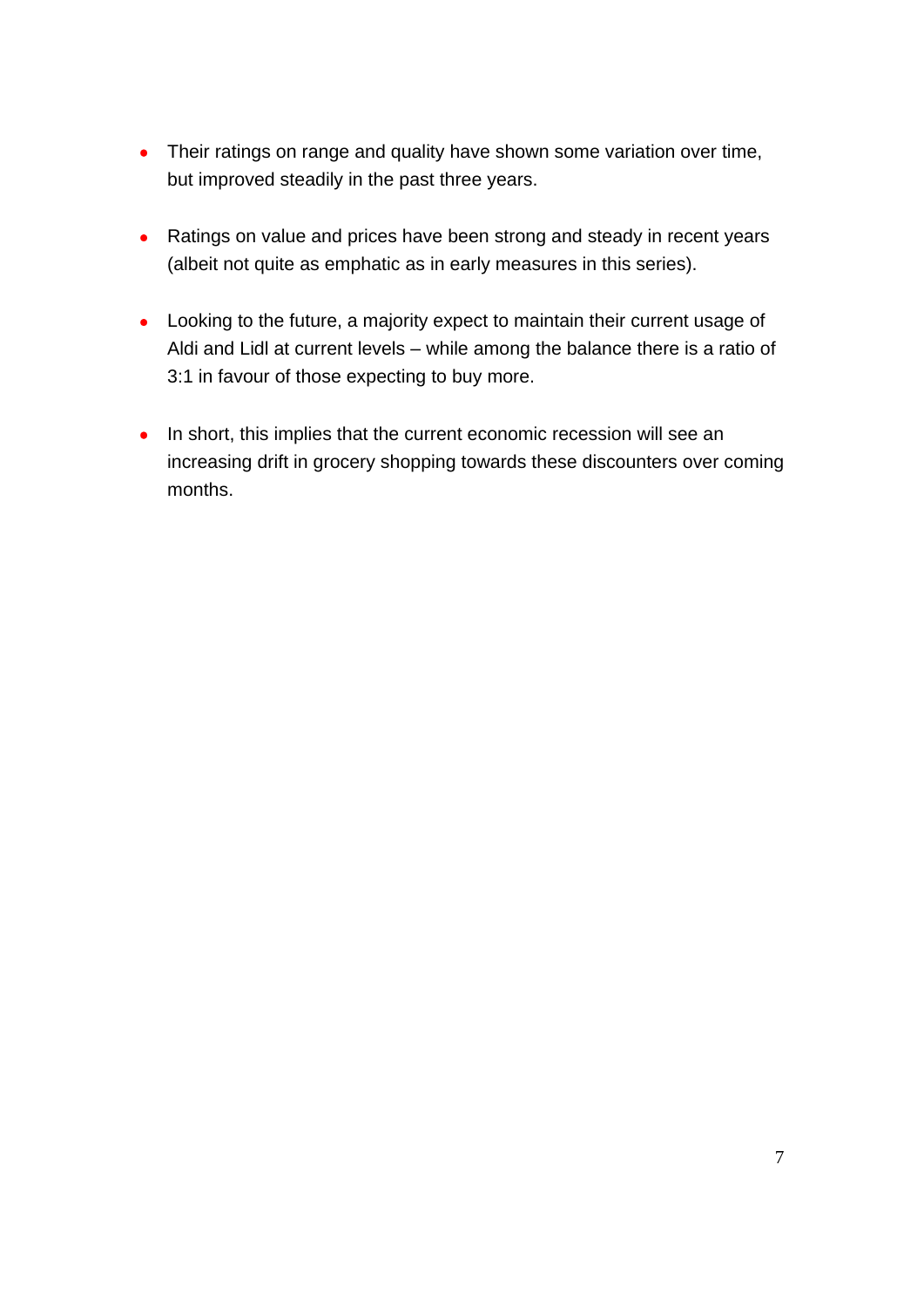- Their ratings on range and quality have shown some variation over time, but improved steadily in the past three years.

- Ratings on value and prices have been strong and steady in recent years (albeit not quite as emphatic as in early measures in this series).

- Looking to the future, a majority expect to maintain their current usage of Aldi and Lidl at current levels – while among the balance there is a ratio of 3:1 in favour of those expecting to buy more.

- In short, this implies that the current economic recession will see an increasing drift in grocery shopping towards these discounters over coming months.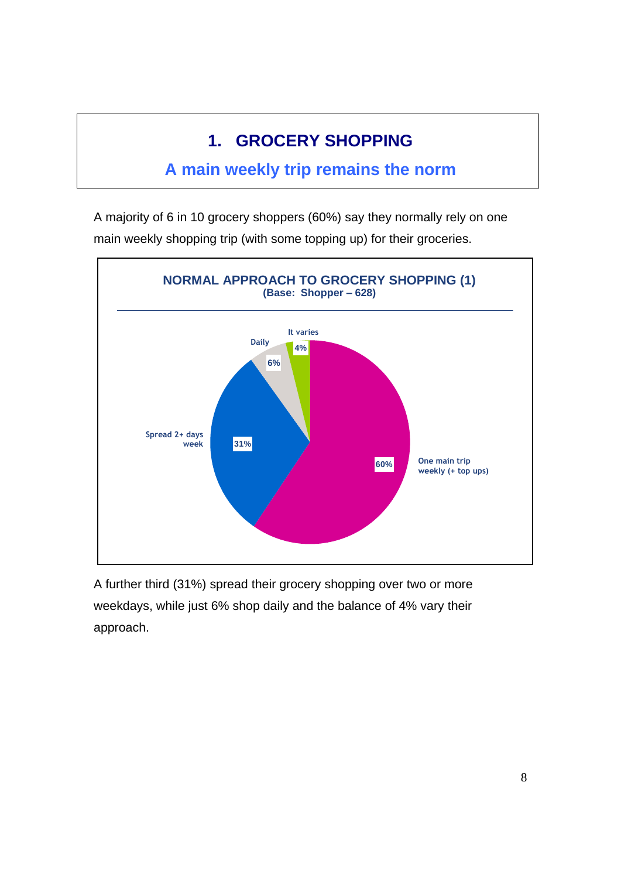# 1. GROCERY SHOPPING

## A main weekly trip remains the norm

A majority of 6 in 10 grocery shoppers (60%) say they normally rely on one main weekly shopping trip (with some topping up) for their groceries.

**NORMAL APPROACH TO GROCERY SHOPPING (1)**
**(Base: Shopper – 628)**

| Approach | % |
|---|---|
| One main trip weekly (+ top ups) | 60% |
| Spread 2+ days week | 31% |
| Daily | 6% |
| It varies | 4% |

A further third (31%) spread their grocery shopping over two or more weekdays, while just 6% shop daily and the balance of 4% vary their approach.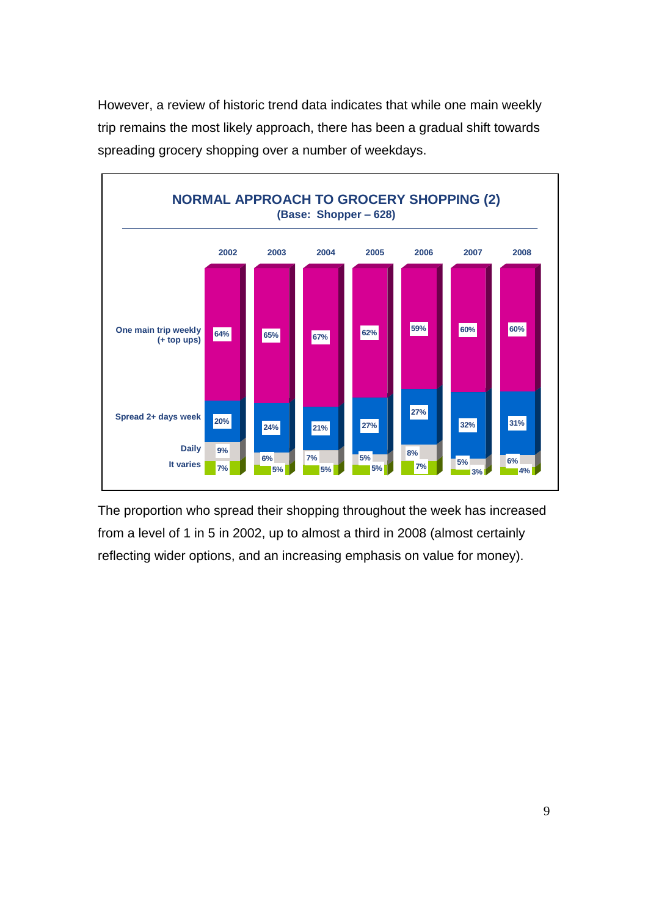However, a review of historic trend data indicates that while one main weekly trip remains the most likely approach, there has been a gradual shift towards spreading grocery shopping over a number of weekdays.

**NORMAL APPROACH TO GROCERY SHOPPING (2)**
**(Base: Shopper – 628)**

| | 2002 | 2003 | 2004 | 2005 | 2006 | 2007 | 2008 |
|---|---|---|---|---|---|---|---|
| One main trip weekly (+ top ups) | 64% | 65% | 67% | 62% | 59% | 60% | 60% |
| Spread 2+ days week | 20% | 24% | 21% | 27% | 27% | 32% | 31% |
| Daily | 9% | 6% | 7% | 5% | 8% | 5% | 6% |
| It varies | 7% | 5% | 5% | 5% | 7% | 3% | 4% |

The proportion who spread their shopping throughout the week has increased from a level of 1 in 5 in 2002, up to almost a third in 2008 (almost certainly reflecting wider options, and an increasing emphasis on value for money).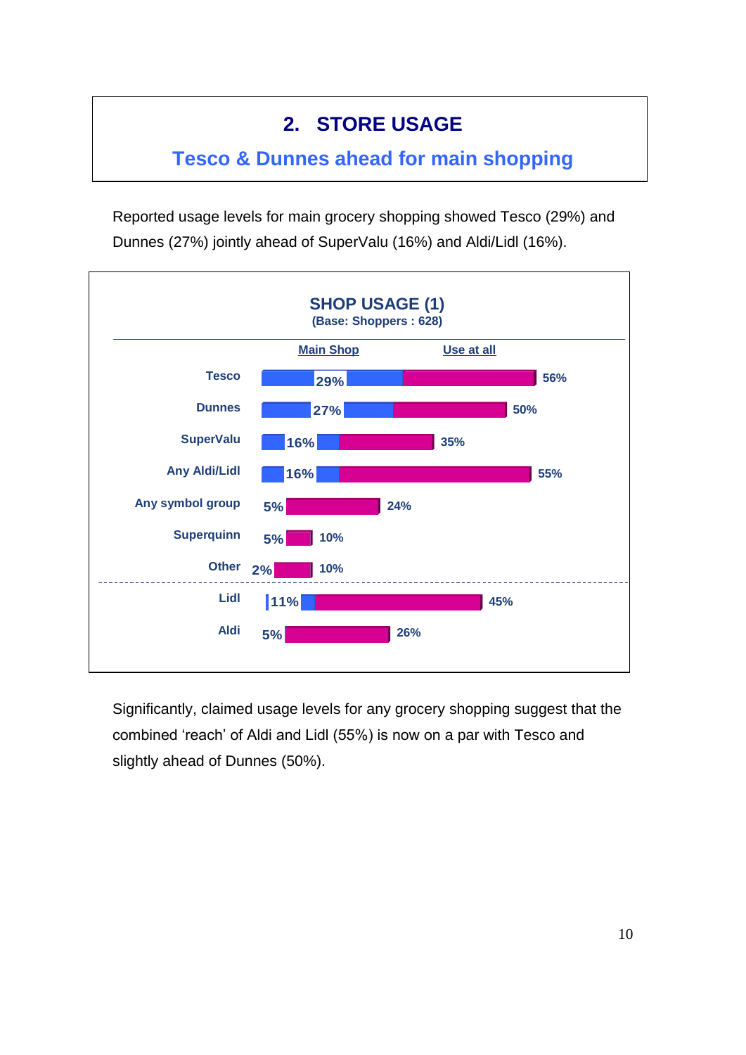## 2. STORE USAGE

### Tesco & Dunnes ahead for main shopping

Reported usage levels for main grocery shopping showed Tesco (29%) and Dunnes (27%) jointly ahead of SuperValu (16%) and Aldi/Lidl (16%).

**SHOP USAGE (1)**
**(Base: Shoppers : 628)**

| | Main Shop | Use at all |
|---|---|---|
| Tesco | 29% | 56% |
| Dunnes | 27% | 50% |
| SuperValu | 16% | 35% |
| Any Aldi/Lidl | 16% | 55% |
| Any symbol group | 5% | 24% |
| Superquinn | 5% | 10% |
| Other | 2% | 10% |
| Lidl | 11% | 45% |
| Aldi | 5% | 26% |

Significantly, claimed usage levels for any grocery shopping suggest that the combined 'reach' of Aldi and Lidl (55%) is now on a par with Tesco and slightly ahead of Dunnes (50%).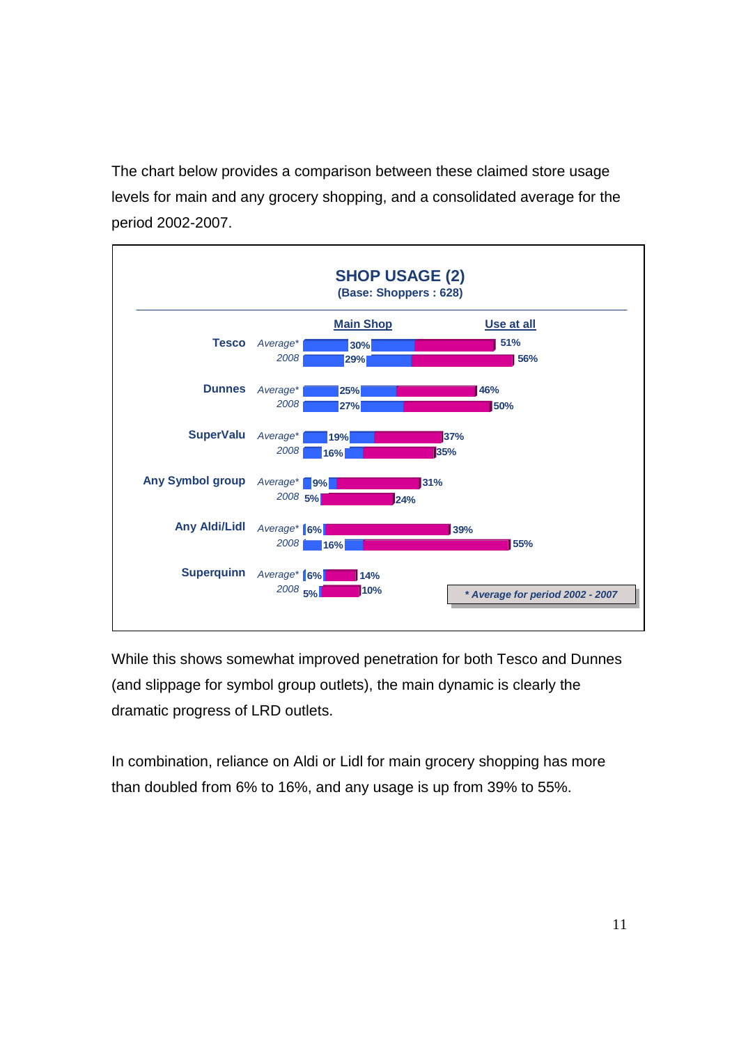The chart below provides a comparison between these claimed store usage levels for main and any grocery shopping, and a consolidated average for the period 2002-2007.

**SHOP USAGE (2)**
**(Base: Shoppers : 628)**

| | | Main Shop | Use at all |
|---|---|---|---|
| **Tesco** | *Average** | 30% | 51% |
| | *2008* | 29% | 56% |
| **Dunnes** | *Average** | 25% | 46% |
| | *2008* | 27% | 50% |
| **SuperValu** | *Average** | 19% | 37% |
| | *2008* | 16% | 35% |
| **Any Symbol group** | *Average** | 9% | 31% |
| | *2008* | 5% | 24% |
| **Any Aldi/Lidl** | *Average** | 6% | 39% |
| | *2008* | 16% | 55% |
| **Superquinn** | *Average** | 6% | 14% |
| | *2008* | 5% | 10% |

*** Average for period 2002 - 2007**

While this shows somewhat improved penetration for both Tesco and Dunnes (and slippage for symbol group outlets), the main dynamic is clearly the dramatic progress of LRD outlets.

In combination, reliance on Aldi or Lidl for main grocery shopping has more than doubled from 6% to 16%, and any usage is up from 39% to 55%.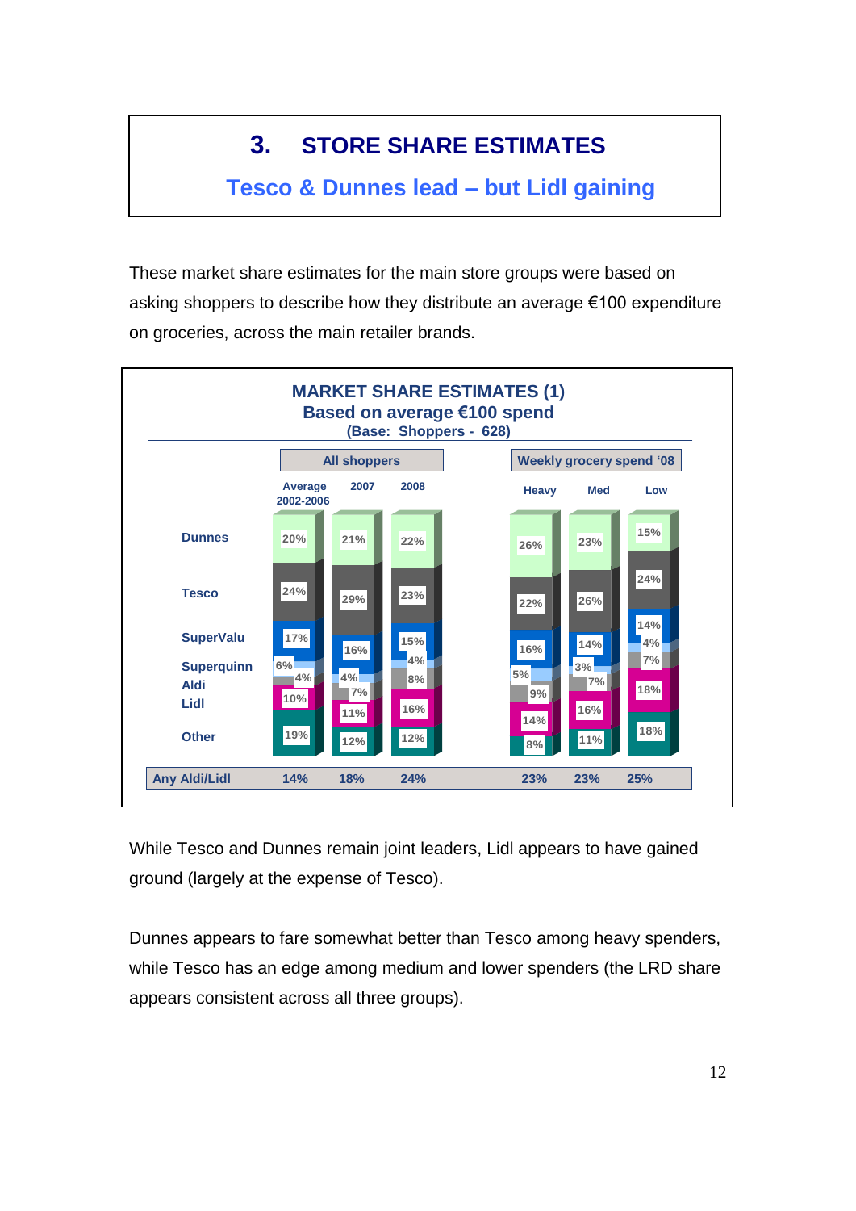# 3. STORE SHARE ESTIMATES

## Tesco & Dunnes lead – but Lidl gaining

These market share estimates for the main store groups were based on asking shoppers to describe how they distribute an average €100 expenditure on groceries, across the main retailer brands.

**MARKET SHARE ESTIMATES (1)**
**Based on average €100 spend**
**(Base: Shoppers - 628)**

| | All shoppers | | | Weekly grocery spend '08 | | |
|---|---|---|---|---|---|---|
| | Average 2002-2006 | 2007 | 2008 | Heavy | Med | Low |
| Dunnes | 20% | 21% | 22% | 26% | 23% | 15% |
| Tesco | 24% | 29% | 23% | 22% | 26% | 24% |
| SuperValu | 17% | 16% | 15% | 16% | 14% | 14% |
| Superquinn | 6% | 4% | 4% | 5% | 3% | 4% |
| Aldi | 4% | 7% | 8% | 9% | 7% | 7% |
| Lidl | 10% | 11% | 16% | 14% | 16% | 18% |
| Other | 19% | 12% | 12% | 8% | 11% | 18% |
| **Any Aldi/Lidl** | **14%** | **18%** | **24%** | **23%** | **23%** | **25%** |

While Tesco and Dunnes remain joint leaders, Lidl appears to have gained ground (largely at the expense of Tesco).

Dunnes appears to fare somewhat better than Tesco among heavy spenders, while Tesco has an edge among medium and lower spenders (the LRD share appears consistent across all three groups).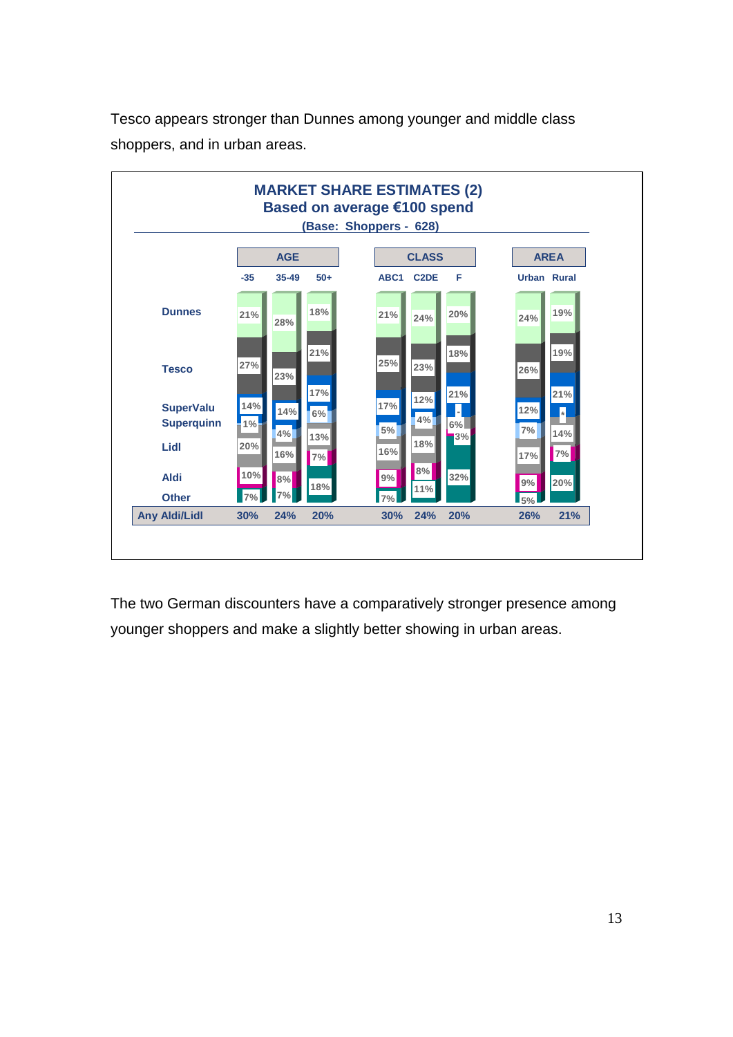Tesco appears stronger than Dunnes among younger and middle class shoppers, and in urban areas.

**MARKET SHARE ESTIMATES (2)**
**Based on average €100 spend**
**(Base: Shoppers - 628)**

| | AGE | | | CLASS | | | AREA | |
|---|---|---|---|---|---|---|---|---|
| | -35 | 35-49 | 50+ | ABC1 | C2DE | F | Urban | Rural |
| Dunnes | 21% | 28% | 18% | 21% | 24% | 20% | 24% | 19% |
| Tesco | 27% | 23% | 21% | 25% | 23% | 18% | 26% | 19% |
| SuperValu | 14% | 14% | 17% | 17% | 12% | 21% | 12% | 21% |
| Superquinn | 1% | 4% | 6% | 5% | 4% | - | 7% | * |
| Lidl | 20% | 16% | 13% | 16% | 18% | 6% | 17% | 14% |
| Aldi | 10% | 8% | 7% | 9% | 8% | 3% | 9% | 7% |
| Other | 7% | 7% | 18% | 7% | 11% | 32% | 5% | 20% |
| Any Aldi/Lidl | 30% | 24% | 20% | 30% | 24% | 20% | 26% | 21% |

The two German discounters have a comparatively stronger presence among younger shoppers and make a slightly better showing in urban areas.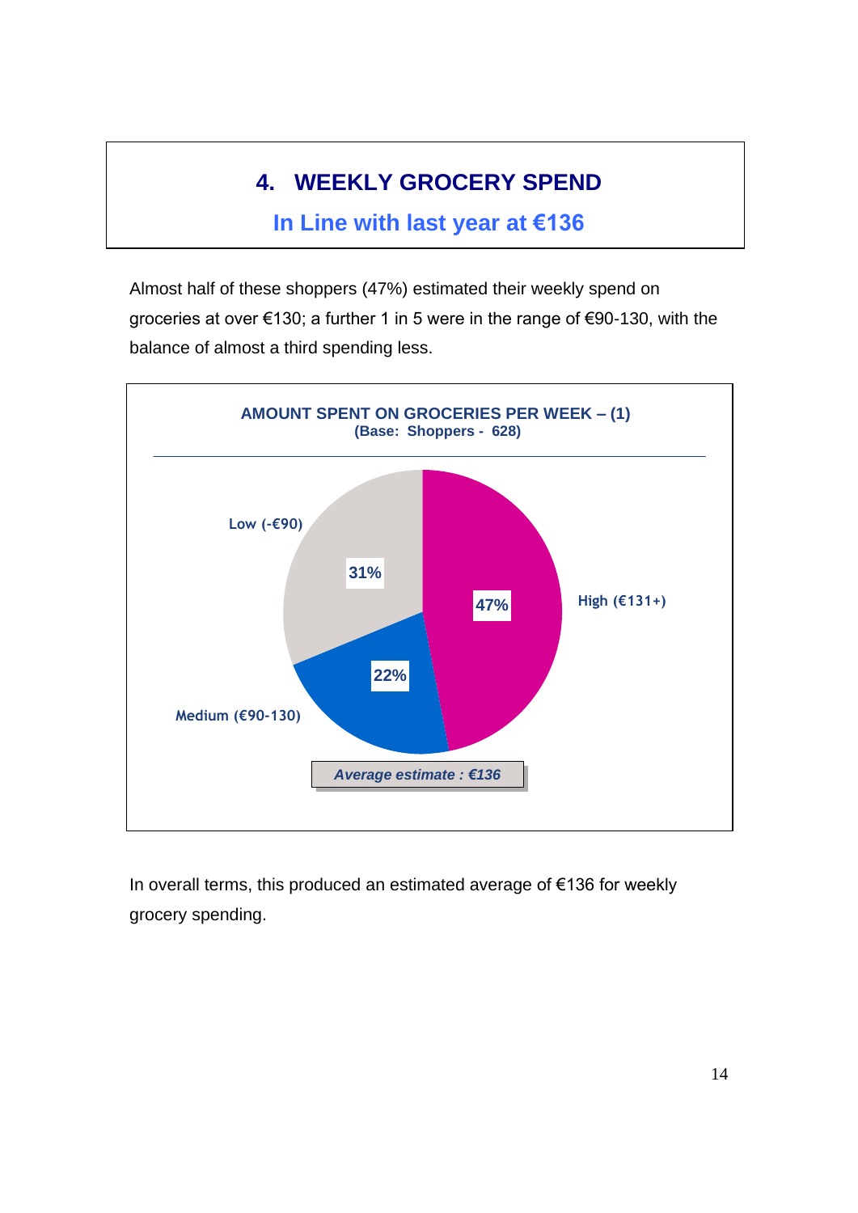## 4. WEEKLY GROCERY SPEND

### In Line with last year at €136

Almost half of these shoppers (47%) estimated their weekly spend on groceries at over €130; a further 1 in 5 were in the range of €90-130, with the balance of almost a third spending less.

**AMOUNT SPENT ON GROCERIES PER WEEK – (1)**
**(Base: Shoppers - 628)**

| Category | % |
|---|---|
| High (€131+) | 47% |
| Medium (€90-130) | 22% |
| Low (-€90) | 31% |

***Average estimate : €136***

In overall terms, this produced an estimated average of €136 for weekly grocery spending.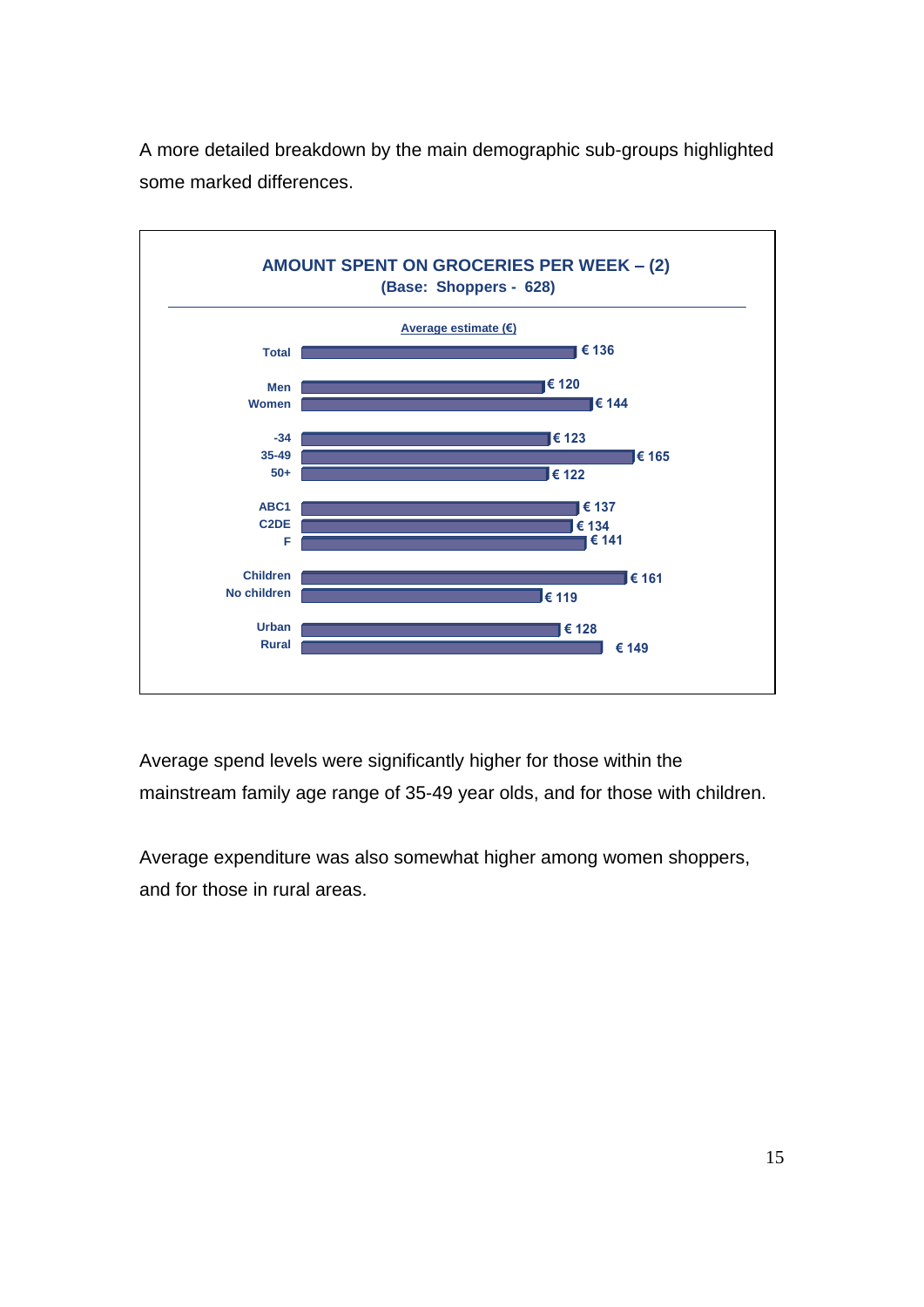A more detailed breakdown by the main demographic sub-groups highlighted some marked differences.

**AMOUNT SPENT ON GROCERIES PER WEEK – (2)**
**(Base: Shoppers - 628)**

| | Average estimate (€) |
|---|---|
| Total | € 136 |
| Men | € 120 |
| Women | € 144 |
| -34 | € 123 |
| 35-49 | € 165 |
| 50+ | € 122 |
| ABC1 | € 137 |
| C2DE | € 134 |
| F | € 141 |
| Children | € 161 |
| No children | € 119 |
| Urban | € 128 |
| Rural | € 149 |

Average spend levels were significantly higher for those within the mainstream family age range of 35-49 year olds, and for those with children.

Average expenditure was also somewhat higher among women shoppers, and for those in rural areas.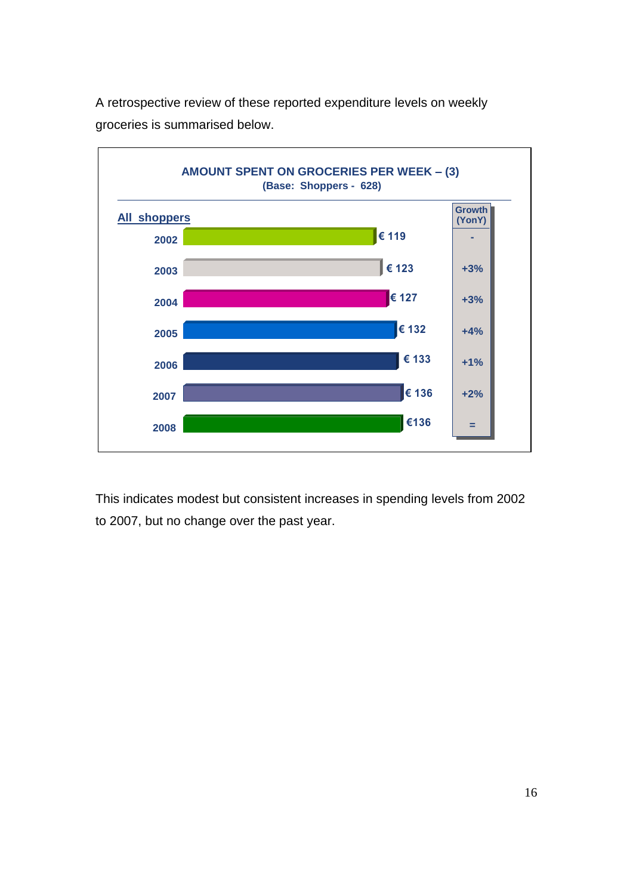A retrospective review of these reported expenditure levels on weekly groceries is summarised below.

**AMOUNT SPENT ON GROCERIES PER WEEK – (3)**
**(Base: Shoppers - 628)**

**All shoppers**

| Year | Amount | Growth (YonY) |
|---|---|---|
| 2002 | € 119 | - |
| 2003 | € 123 | +3% |
| 2004 | € 127 | +3% |
| 2005 | € 132 | +4% |
| 2006 | € 133 | +1% |
| 2007 | € 136 | +2% |
| 2008 | €136 | = |

This indicates modest but consistent increases in spending levels from 2002 to 2007, but no change over the past year.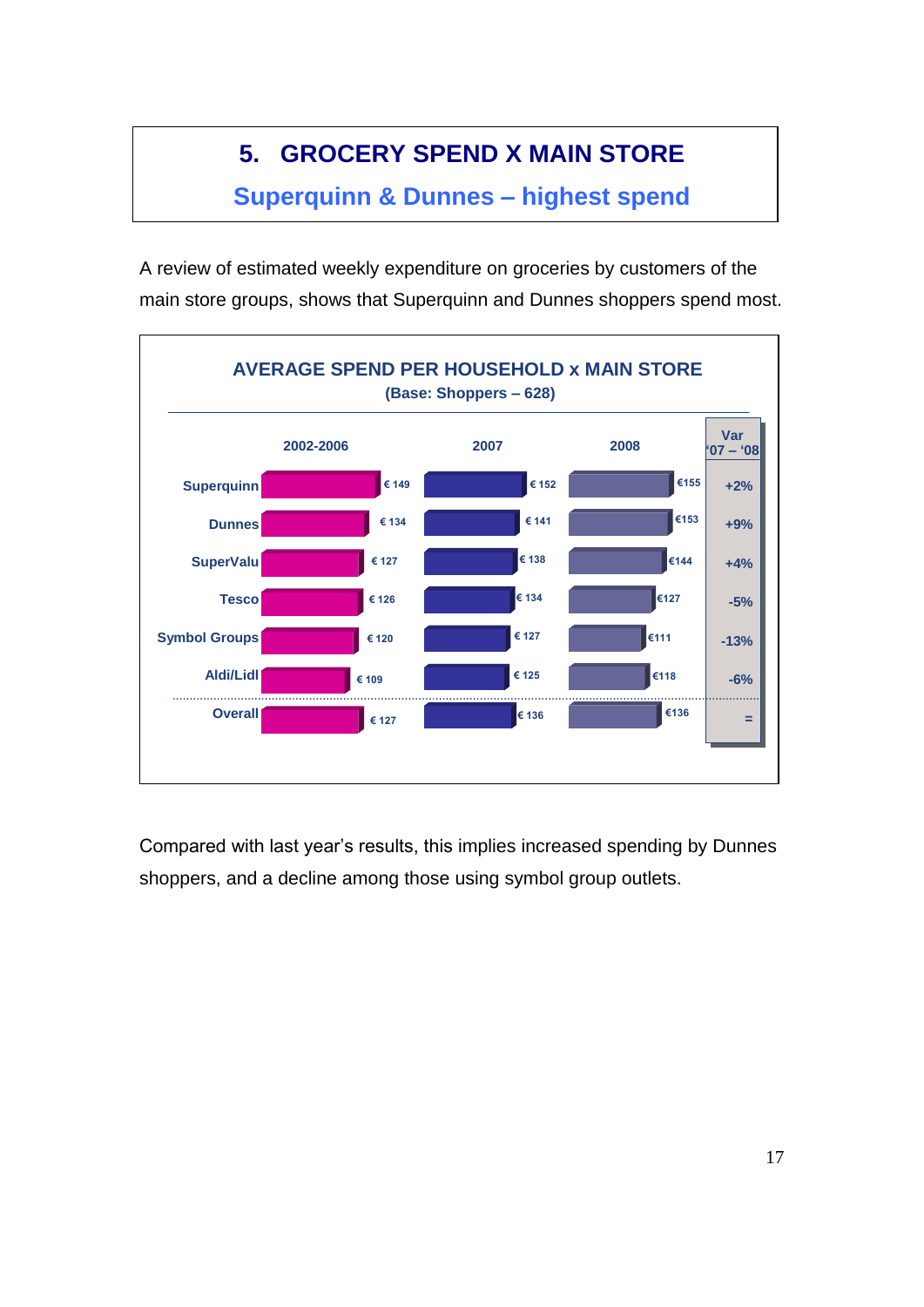# 5. GROCERY SPEND X MAIN STORE

## Superquinn & Dunnes – highest spend

A review of estimated weekly expenditure on groceries by customers of the main store groups, shows that Superquinn and Dunnes shoppers spend most.

**AVERAGE SPEND PER HOUSEHOLD x MAIN STORE**
**(Base: Shoppers – 628)**

| | 2002-2006 | 2007 | 2008 | Var '07 – '08 |
|---|---|---|---|---|
| Superquinn | € 149 | € 152 | €155 | +2% |
| Dunnes | € 134 | € 141 | €153 | +9% |
| SuperValu | € 127 | € 138 | €144 | +4% |
| Tesco | € 126 | € 134 | €127 | -5% |
| Symbol Groups | € 120 | € 127 | €111 | -13% |
| Aldi/Lidl | € 109 | € 125 | €118 | -6% |
| Overall | € 127 | € 136 | €136 | = |

Compared with last year's results, this implies increased spending by Dunnes shoppers, and a decline among those using symbol group outlets.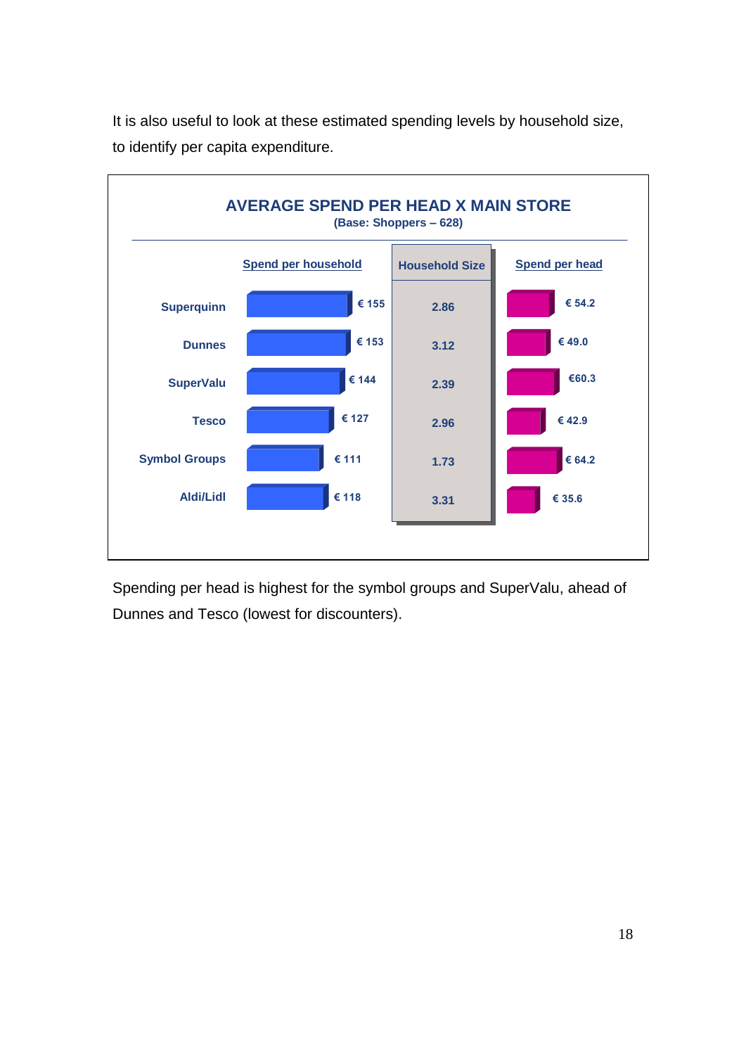It is also useful to look at these estimated spending levels by household size, to identify per capita expenditure.

**AVERAGE SPEND PER HEAD X MAIN STORE**
(Base: Shoppers – 628)

| | Spend per household | Household Size | Spend per head |
|---|---|---|---|
| Superquinn | € 155 | 2.86 | € 54.2 |
| Dunnes | € 153 | 3.12 | € 49.0 |
| SuperValu | € 144 | 2.39 | €60.3 |
| Tesco | € 127 | 2.96 | € 42.9 |
| Symbol Groups | € 111 | 1.73 | € 64.2 |
| Aldi/Lidl | € 118 | 3.31 | € 35.6 |

Spending per head is highest for the symbol groups and SuperValu, ahead of Dunnes and Tesco (lowest for discounters).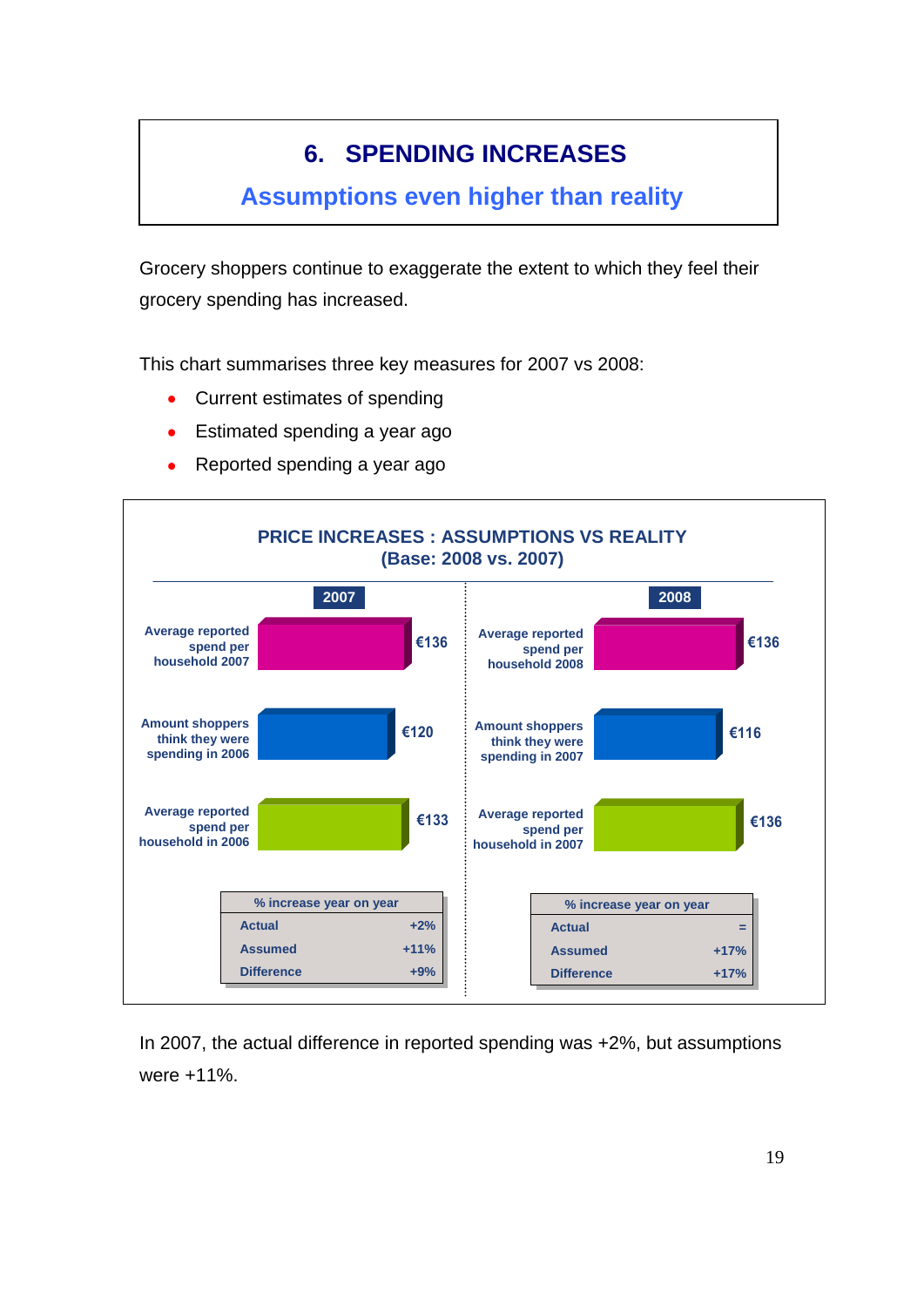# 6. SPENDING INCREASES

## Assumptions even higher than reality

Grocery shoppers continue to exaggerate the extent to which they feel their grocery spending has increased.

This chart summarises three key measures for 2007 vs 2008:

- Current estimates of spending
- Estimated spending a year ago
- Reported spending a year ago

**PRICE INCREASES : ASSUMPTIONS VS REALITY (Base: 2008 vs. 2007)**

**2007**

| Measure | Value |
|---|---|
| Average reported spend per household 2007 | €136 |
| Amount shoppers think they were spending in 2006 | €120 |
| Average reported spend per household in 2006 | €133 |

| % increase year on year | |
|---|---|
| Actual | +2% |
| Assumed | +11% |
| Difference | +9% |

**2008**

| Measure | Value |
|---|---|
| Average reported spend per household 2008 | €136 |
| Amount shoppers think they were spending in 2007 | €116 |
| Average reported spend per household in 2007 | €136 |

| % increase year on year | |
|---|---|
| Actual | = |
| Assumed | +17% |
| Difference | +17% |

In 2007, the actual difference in reported spending was +2%, but assumptions were +11%.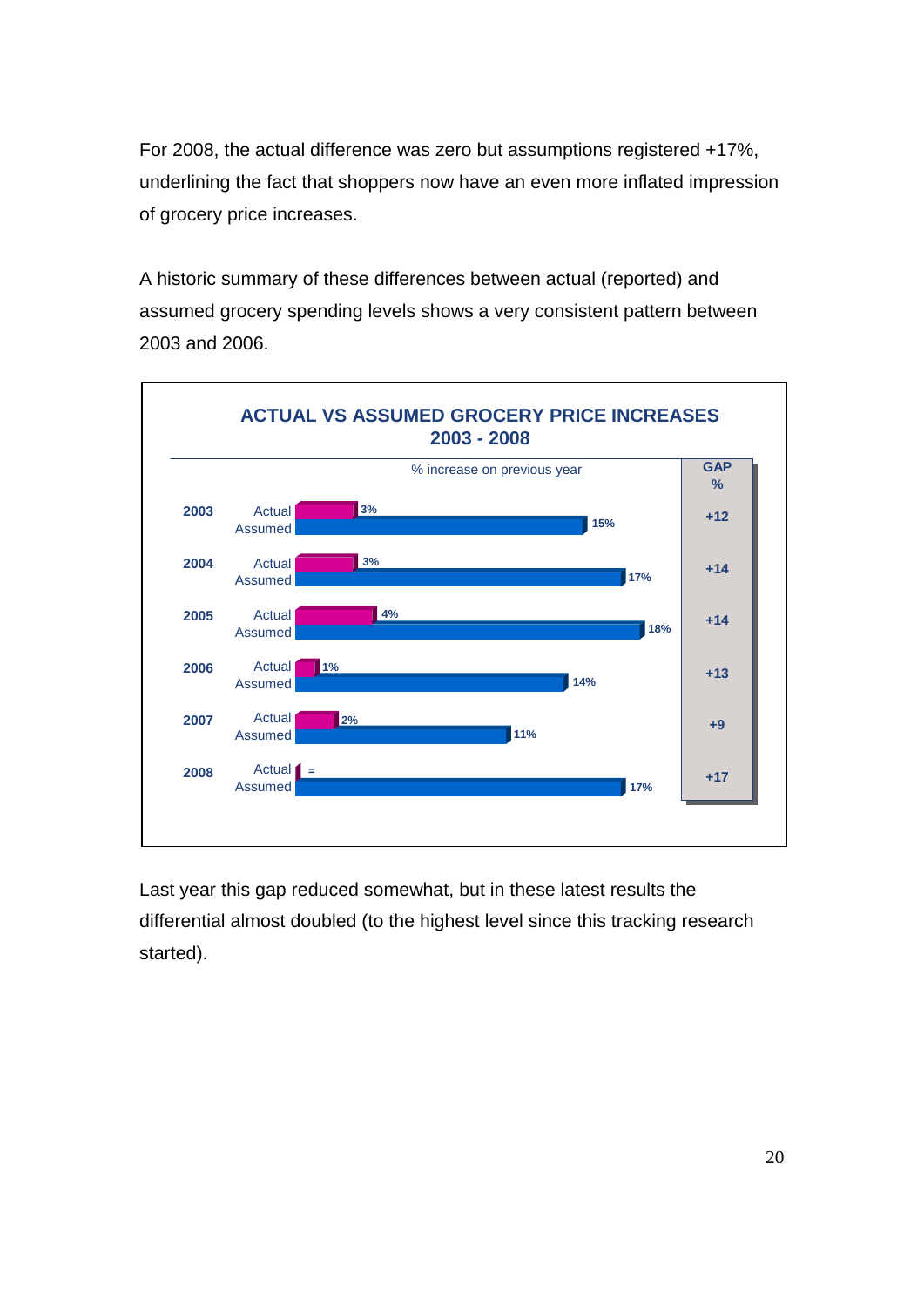For 2008, the actual difference was zero but assumptions registered +17%, underlining the fact that shoppers now have an even more inflated impression of grocery price increases.

A historic summary of these differences between actual (reported) and assumed grocery spending levels shows a very consistent pattern between 2003 and 2006.

**ACTUAL VS ASSUMED GROCERY PRICE INCREASES 2003 - 2008**

% increase on previous year

| Year | | % | GAP % |
|---|---|---|---|
| 2003 | Actual | 3% | +12 |
| | Assumed | 15% | |
| 2004 | Actual | 3% | +14 |
| | Assumed | 17% | |
| 2005 | Actual | 4% | +14 |
| | Assumed | 18% | |
| 2006 | Actual | 1% | +13 |
| | Assumed | 14% | |
| 2007 | Actual | 2% | +9 |
| | Assumed | 11% | |
| 2008 | Actual | = | +17 |
| | Assumed | 17% | |

Last year this gap reduced somewhat, but in these latest results the differential almost doubled (to the highest level since this tracking research started).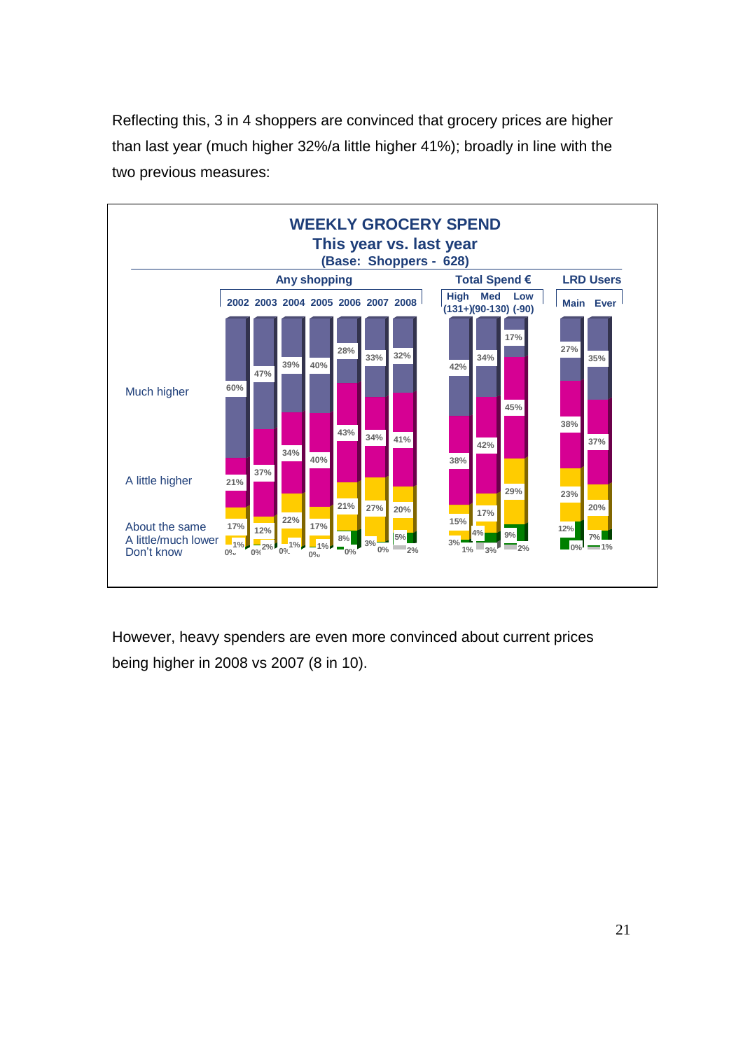Reflecting this, 3 in 4 shoppers are convinced that grocery prices are higher than last year (much higher 32%/a little higher 41%); broadly in line with the two previous measures:

**WEEKLY GROCERY SPEND**
**This year vs. last year**
**(Base: Shoppers - 628)**

| | Any shopping | | | | | | | Total Spend € | | | LRD Users | |
|---|---|---|---|---|---|---|---|---|---|---|---|---|
| | 2002 | 2003 | 2004 | 2005 | 2006 | 2007 | 2008 | High (131+) | Med (90-130) | Low (-90) | Main | Ever |
| Much higher | 60% | 47% | 39% | 40% | 28% | 33% | 32% | 42% | 34% | 17% | 27% | 35% |
| A little higher | 21% | 37% | 34% | 40% | 43% | 34% | 41% | 38% | 42% | 45% | 38% | 37% |
| About the same | 17% | 12% | 22% | 17% | 21% | 27% | 20% | 15% | 17% | 29% | 23% | 20% |
| A little/much lower | 1% | 2% | 1% | 1% | 8% | 3% | 5% | 3% | 4% | 9% | 12% | 7% |
| Don't know | 0% | 0% | 0% | 0% | 0% | 0% | 2% | 1% | 3% | 2% | 0% | 1% |

However, heavy spenders are even more convinced about current prices being higher in 2008 vs 2007 (8 in 10).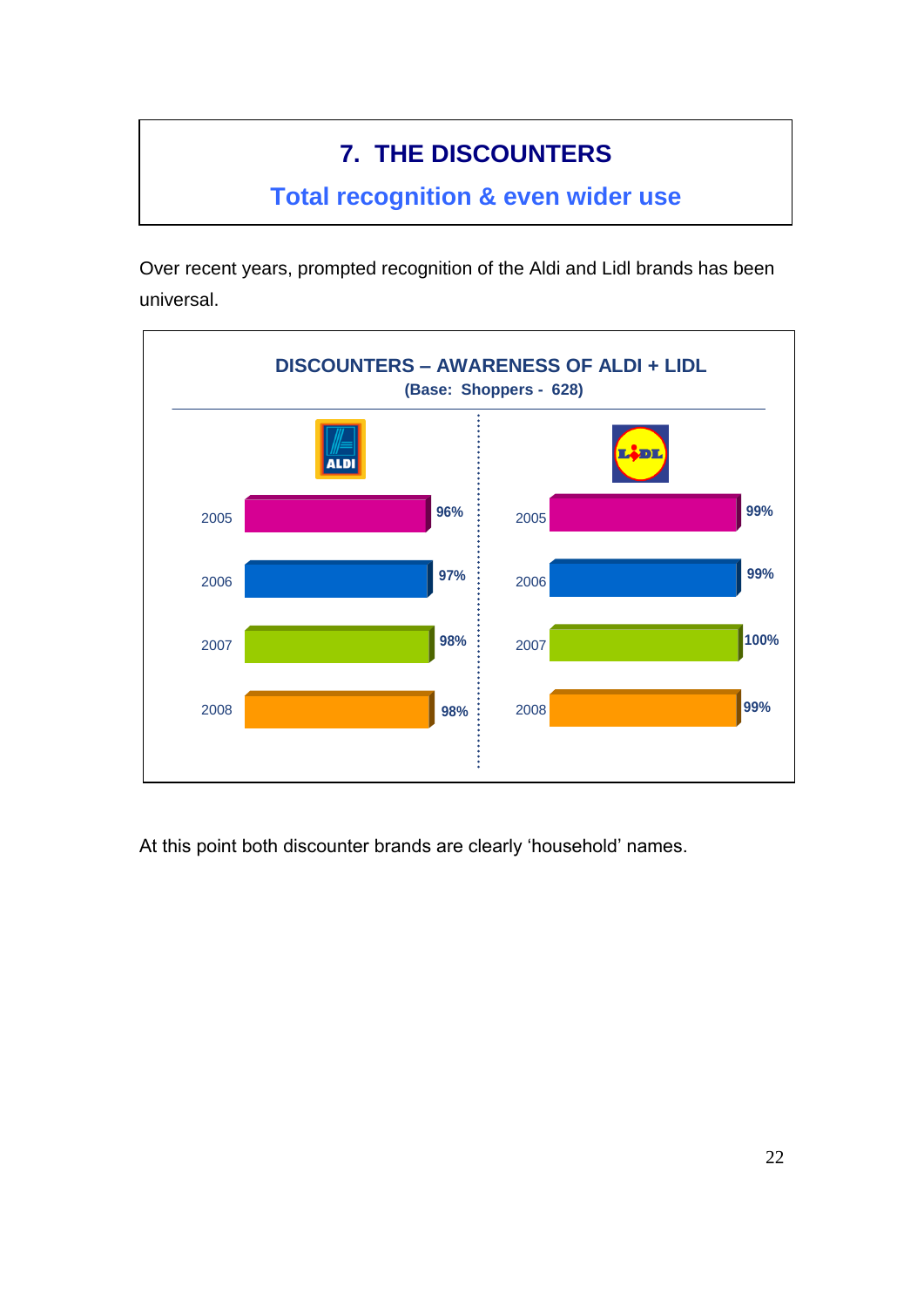# 7. THE DISCOUNTERS

## Total recognition & even wider use

Over recent years, prompted recognition of the Aldi and Lidl brands has been universal.

**DISCOUNTERS – AWARENESS OF ALDI + LIDL**
**(Base: Shoppers - 628)**

| Year | ALDI | LIDL |
|---|---|---|
| 2005 | 96% | 99% |
| 2006 | 97% | 99% |
| 2007 | 98% | 100% |
| 2008 | 98% | 99% |

At this point both discounter brands are clearly 'household' names.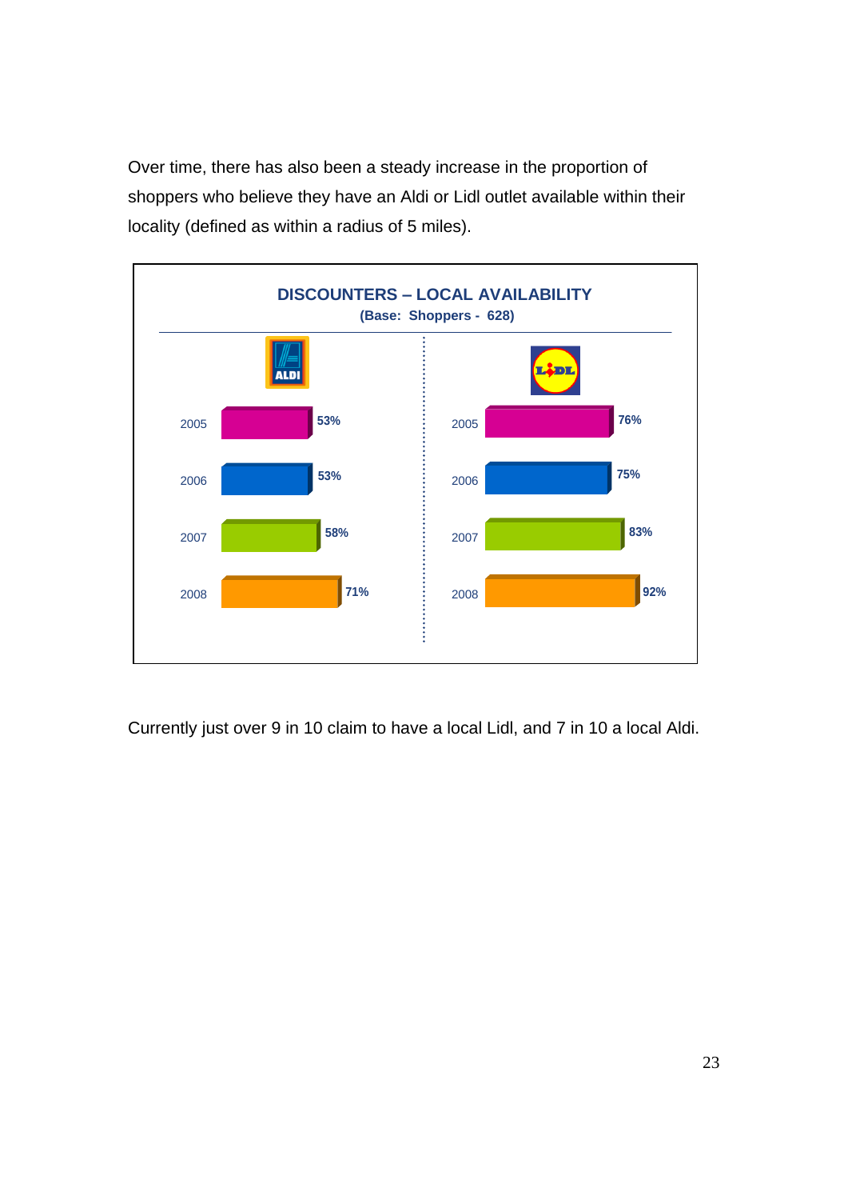Over time, there has also been a steady increase in the proportion of shoppers who believe they have an Aldi or Lidl outlet available within their locality (defined as within a radius of 5 miles).

**DISCOUNTERS – LOCAL AVAILABILITY**
**(Base: Shoppers - 628)**

| Year | ALDI | LIDL |
|---|---|---|
| 2005 | 53% | 76% |
| 2006 | 53% | 75% |
| 2007 | 58% | 83% |
| 2008 | 71% | 92% |

Currently just over 9 in 10 claim to have a local Lidl, and 7 in 10 a local Aldi.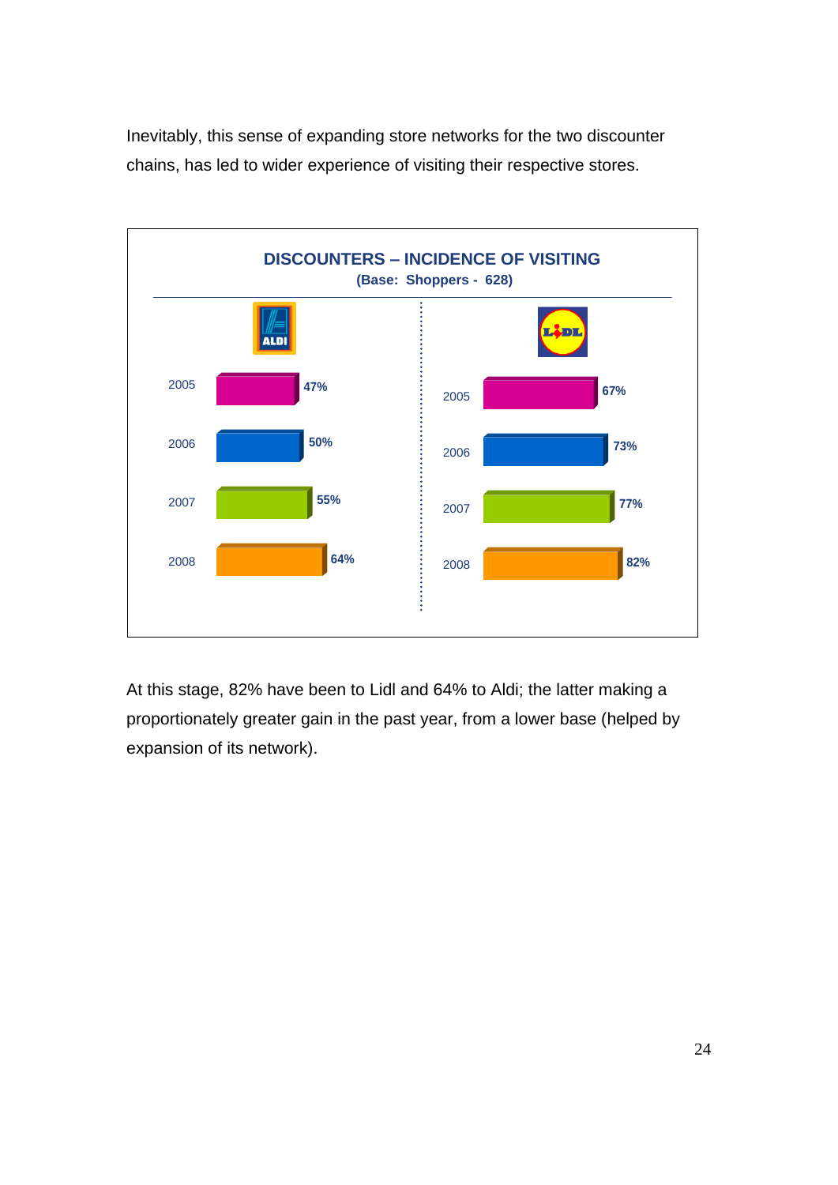Inevitably, this sense of expanding store networks for the two discounter chains, has led to wider experience of visiting their respective stores.

**DISCOUNTERS – INCIDENCE OF VISITING**
**(Base: Shoppers - 628)**

| Year | ALDI | LIDL |
|---|---|---|
| 2005 | 47% | 67% |
| 2006 | 50% | 73% |
| 2007 | 55% | 77% |
| 2008 | 64% | 82% |

At this stage, 82% have been to Lidl and 64% to Aldi; the latter making a proportionately greater gain in the past year, from a lower base (helped by expansion of its network).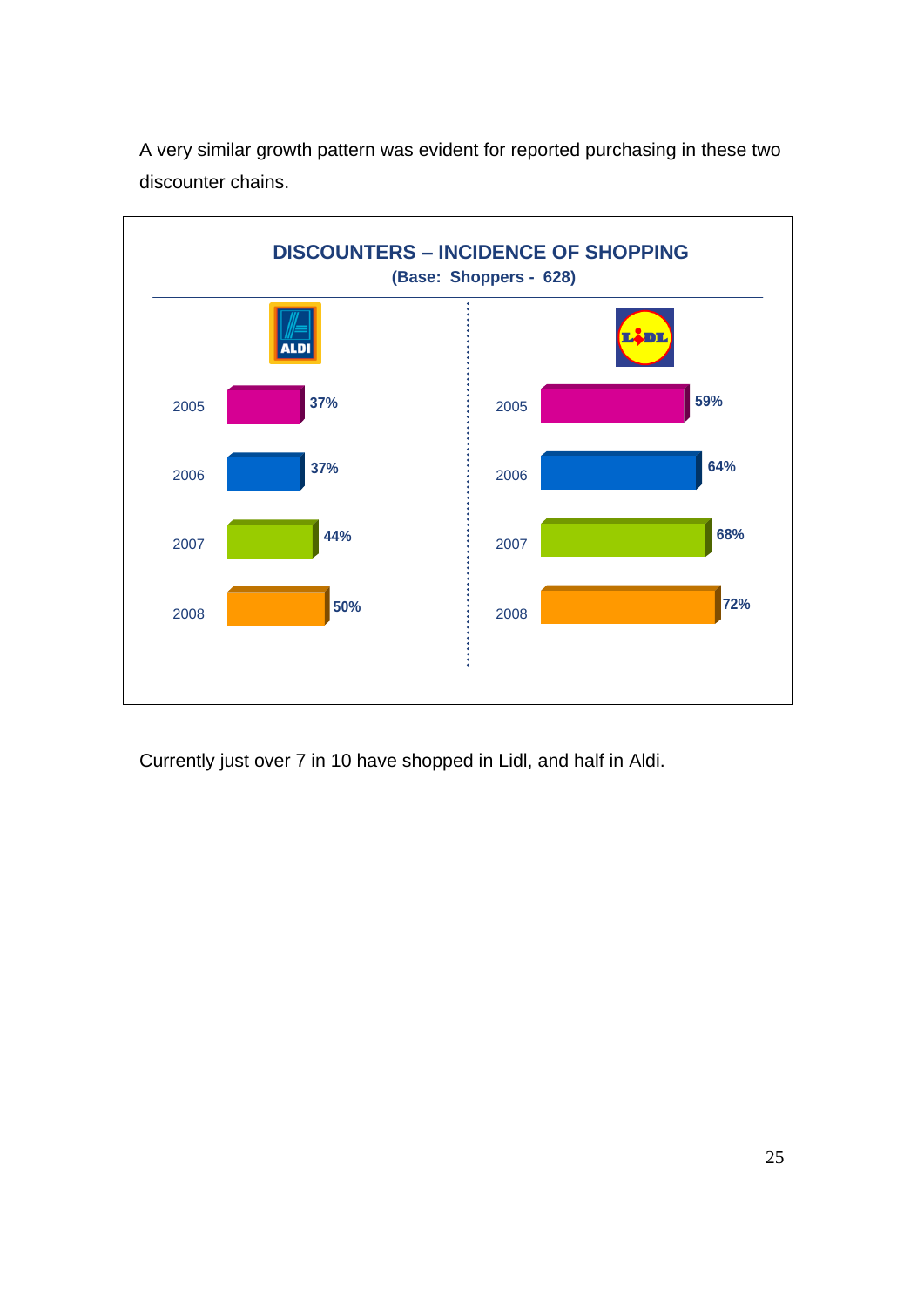A very similar growth pattern was evident for reported purchasing in these two discounter chains.

**DISCOUNTERS – INCIDENCE OF SHOPPING**

**(Base: Shoppers - 628)**

| Year | ALDI | LIDL |
|---|---|---|
| 2005 | 37% | 59% |
| 2006 | 37% | 64% |
| 2007 | 44% | 68% |
| 2008 | 50% | 72% |

Currently just over 7 in 10 have shopped in Lidl, and half in Aldi.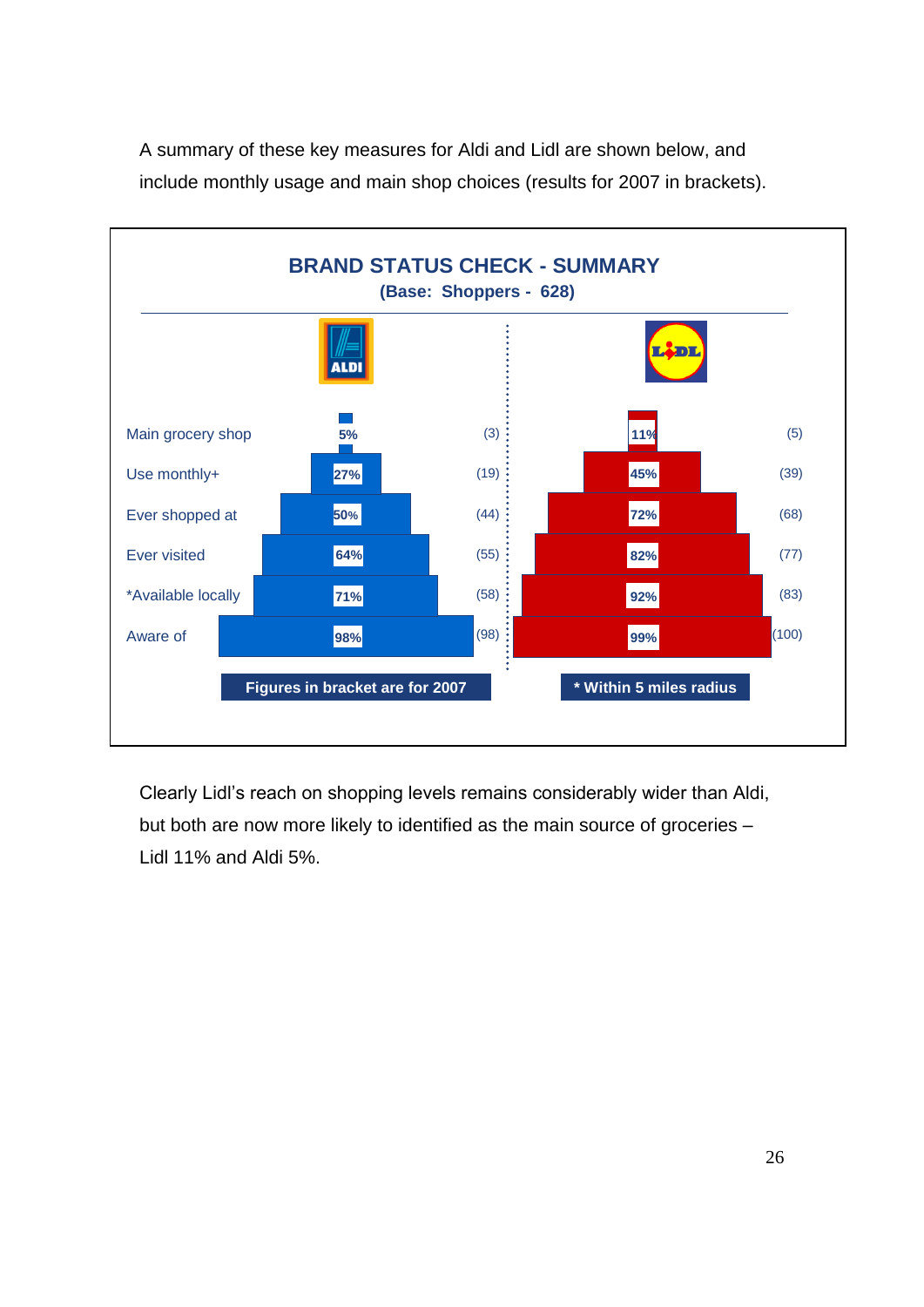A summary of these key measures for Aldi and Lidl are shown below, and include monthly usage and main shop choices (results for 2007 in brackets).

**BRAND STATUS CHECK - SUMMARY**
**(Base: Shoppers - 628)**

| | ALDI | | LIDL | |
|---|---|---|---|---|
| Main grocery shop | 5% | (3) | 11% | (5) |
| Use monthly+ | 27% | (19) | 45% | (39) |
| Ever shopped at | 50% | (44) | 72% | (68) |
| Ever visited | 64% | (55) | 82% | (77) |
| *Available locally | 71% | (58) | 92% | (83) |
| Aware of | 98% | (98) | 99% | (100) |

Figures in bracket are for 2007

\* Within 5 miles radius

Clearly Lidl's reach on shopping levels remains considerably wider than Aldi, but both are now more likely to identified as the main source of groceries – Lidl 11% and Aldi 5%.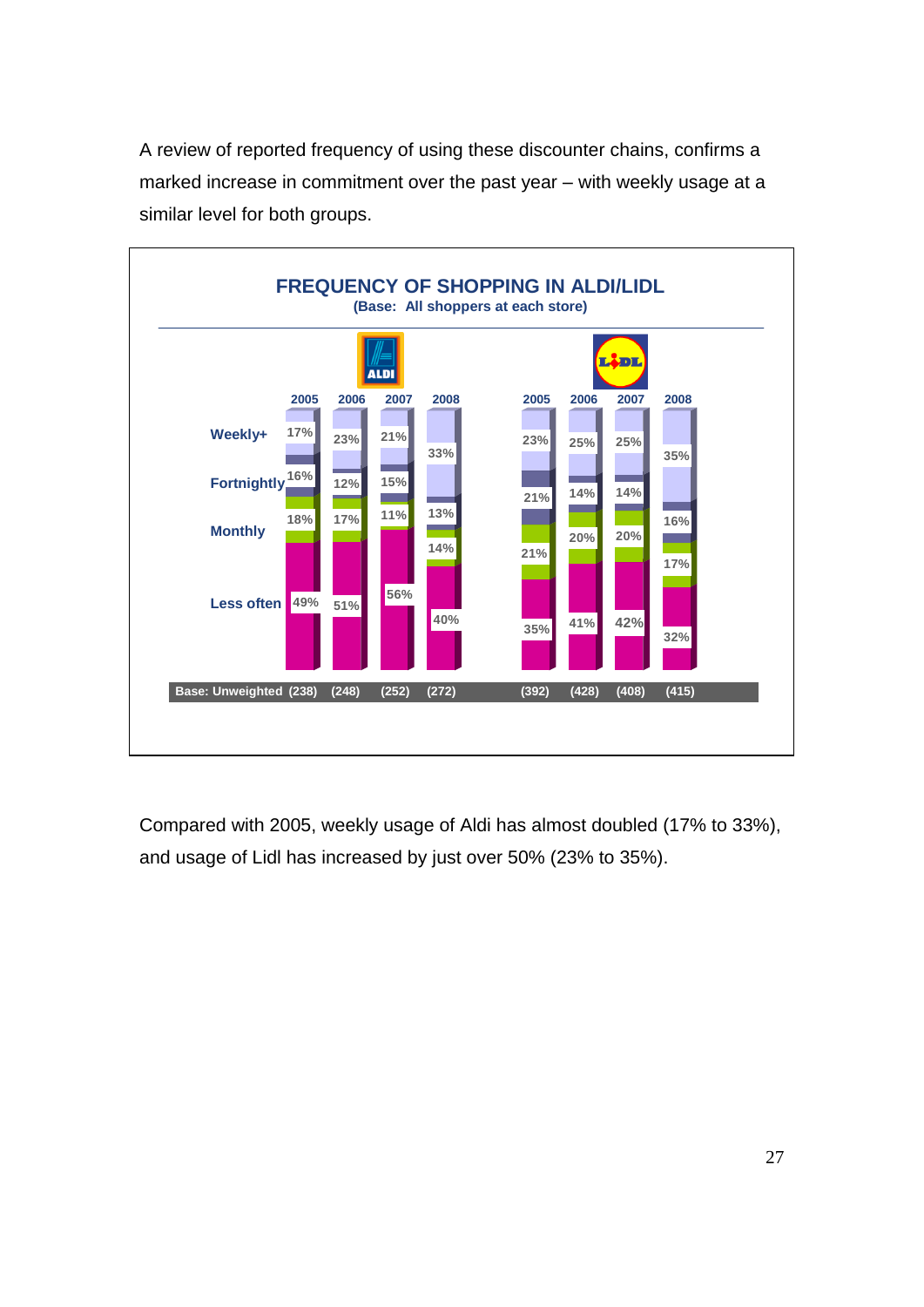A review of reported frequency of using these discounter chains, confirms a marked increase in commitment over the past year – with weekly usage at a similar level for both groups.

**FREQUENCY OF SHOPPING IN ALDI/LIDL**
**(Base: All shoppers at each store)**

| | ALDI 2005 | ALDI 2006 | ALDI 2007 | ALDI 2008 | LIDL 2005 | LIDL 2006 | LIDL 2007 | LIDL 2008 |
|---|---|---|---|---|---|---|---|---|
| Weekly+ | 17% | 23% | 21% | 33% | 23% | 25% | 25% | 35% |
| Fortnightly | 16% | 12% | 15% | 13% | 21% | 14% | 14% | 16% |
| Monthly | 18% | 17% | 11% | 14% | 21% | 20% | 20% | 17% |
| Less often | 49% | 51% | 56% | 40% | 35% | 41% | 42% | 32% |
| Base: Unweighted | (238) | (248) | (252) | (272) | (392) | (428) | (408) | (415) |

Compared with 2005, weekly usage of Aldi has almost doubled (17% to 33%), and usage of Lidl has increased by just over 50% (23% to 35%).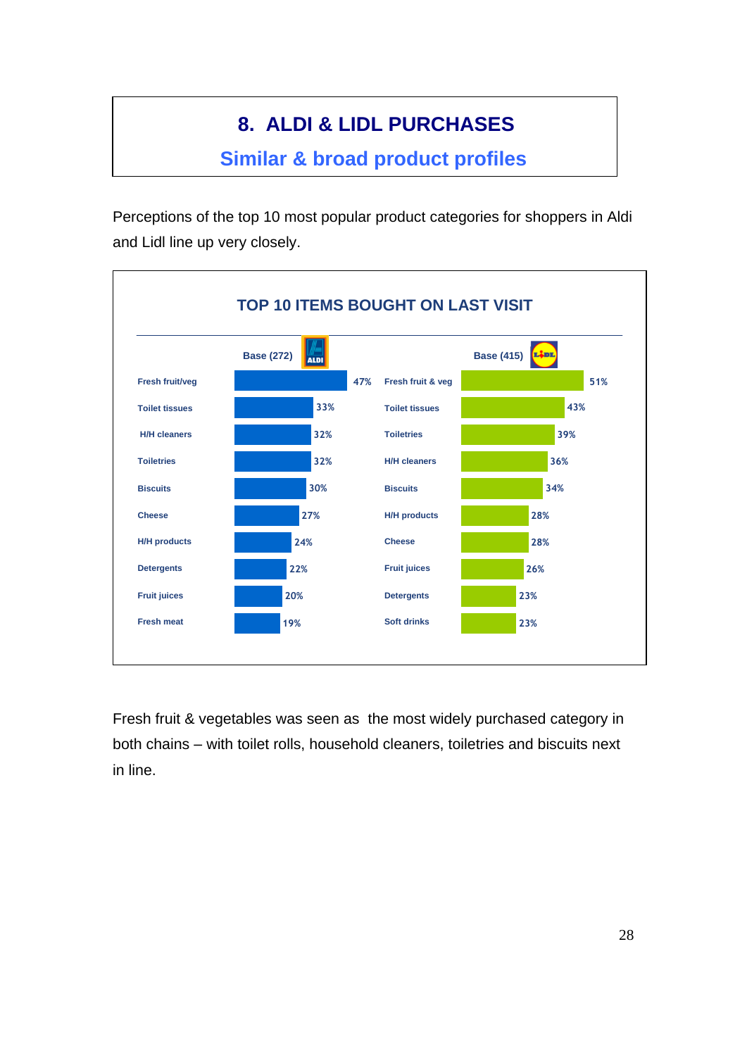# 8. ALDI & LIDL PURCHASES

## Similar & broad product profiles

Perceptions of the top 10 most popular product categories for shoppers in Aldi and Lidl line up very closely.

**TOP 10 ITEMS BOUGHT ON LAST VISIT**

| ALDI – Base (272) | % | LIDL – Base (415) | % |
|---|---|---|---|
| Fresh fruit/veg | 47% | Fresh fruit & veg | 51% |
| Toilet tissues | 33% | Toilet tissues | 43% |
| H/H cleaners | 32% | Toiletries | 39% |
| Toiletries | 32% | H/H cleaners | 36% |
| Biscuits | 30% | Biscuits | 34% |
| Cheese | 27% | H/H products | 28% |
| H/H products | 24% | Cheese | 28% |
| Detergents | 22% | Fruit juices | 26% |
| Fruit juices | 20% | Detergents | 23% |
| Fresh meat | 19% | Soft drinks | 23% |

Fresh fruit & vegetables was seen as the most widely purchased category in both chains – with toilet rolls, household cleaners, toiletries and biscuits next in line.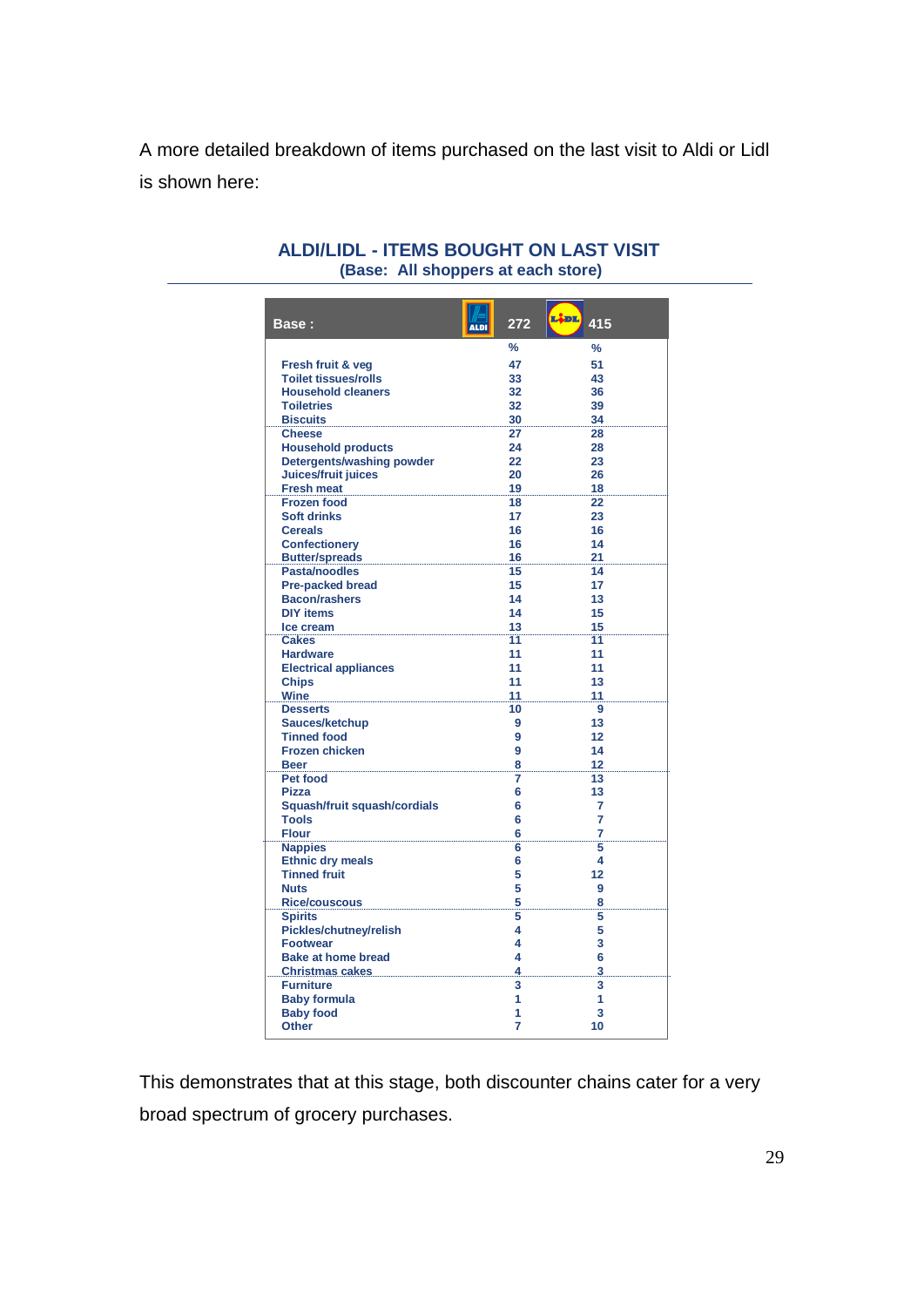A more detailed breakdown of items purchased on the last visit to Aldi or Lidl is shown here:

**ALDI/LIDL - ITEMS BOUGHT ON LAST VISIT**
**(Base: All shoppers at each store)**

| Base : | ALDI 272 | LIDL 415 |
|---|---|---|
| | % | % |
| Fresh fruit & veg | 47 | 51 |
| Toilet tissues/rolls | 33 | 43 |
| Household cleaners | 32 | 36 |
| Toiletries | 32 | 39 |
| Biscuits | 30 | 34 |
| Cheese | 27 | 28 |
| Household products | 24 | 28 |
| Detergents/washing powder | 22 | 23 |
| Juices/fruit juices | 20 | 26 |
| Fresh meat | 19 | 18 |
| Frozen food | 18 | 22 |
| Soft drinks | 17 | 23 |
| Cereals | 16 | 16 |
| Confectionery | 16 | 14 |
| Butter/spreads | 16 | 21 |
| Pasta/noodles | 15 | 14 |
| Pre-packed bread | 15 | 17 |
| Bacon/rashers | 14 | 13 |
| DIY items | 14 | 15 |
| Ice cream | 13 | 15 |
| Cakes | 11 | 11 |
| Hardware | 11 | 11 |
| Electrical appliances | 11 | 11 |
| Chips | 11 | 13 |
| Wine | 11 | 11 |
| Desserts | 10 | 9 |
| Sauces/ketchup | 9 | 13 |
| Tinned food | 9 | 12 |
| Frozen chicken | 9 | 14 |
| Beer | 8 | 12 |
| Pet food | 7 | 13 |
| Pizza | 6 | 13 |
| Squash/fruit squash/cordials | 6 | 7 |
| Tools | 6 | 7 |
| Flour | 6 | 7 |
| Nappies | 6 | 5 |
| Ethnic dry meals | 6 | 4 |
| Tinned fruit | 5 | 12 |
| Nuts | 5 | 9 |
| Rice/couscous | 5 | 8 |
| Spirits | 5 | 5 |
| Pickles/chutney/relish | 4 | 5 |
| Footwear | 4 | 3 |
| Bake at home bread | 4 | 6 |
| Christmas cakes | 4 | 3 |
| Furniture | 3 | 3 |
| Baby formula | 1 | 1 |
| Baby food | 1 | 3 |
| Other | 7 | 10 |

This demonstrates that at this stage, both discounter chains cater for a very broad spectrum of grocery purchases.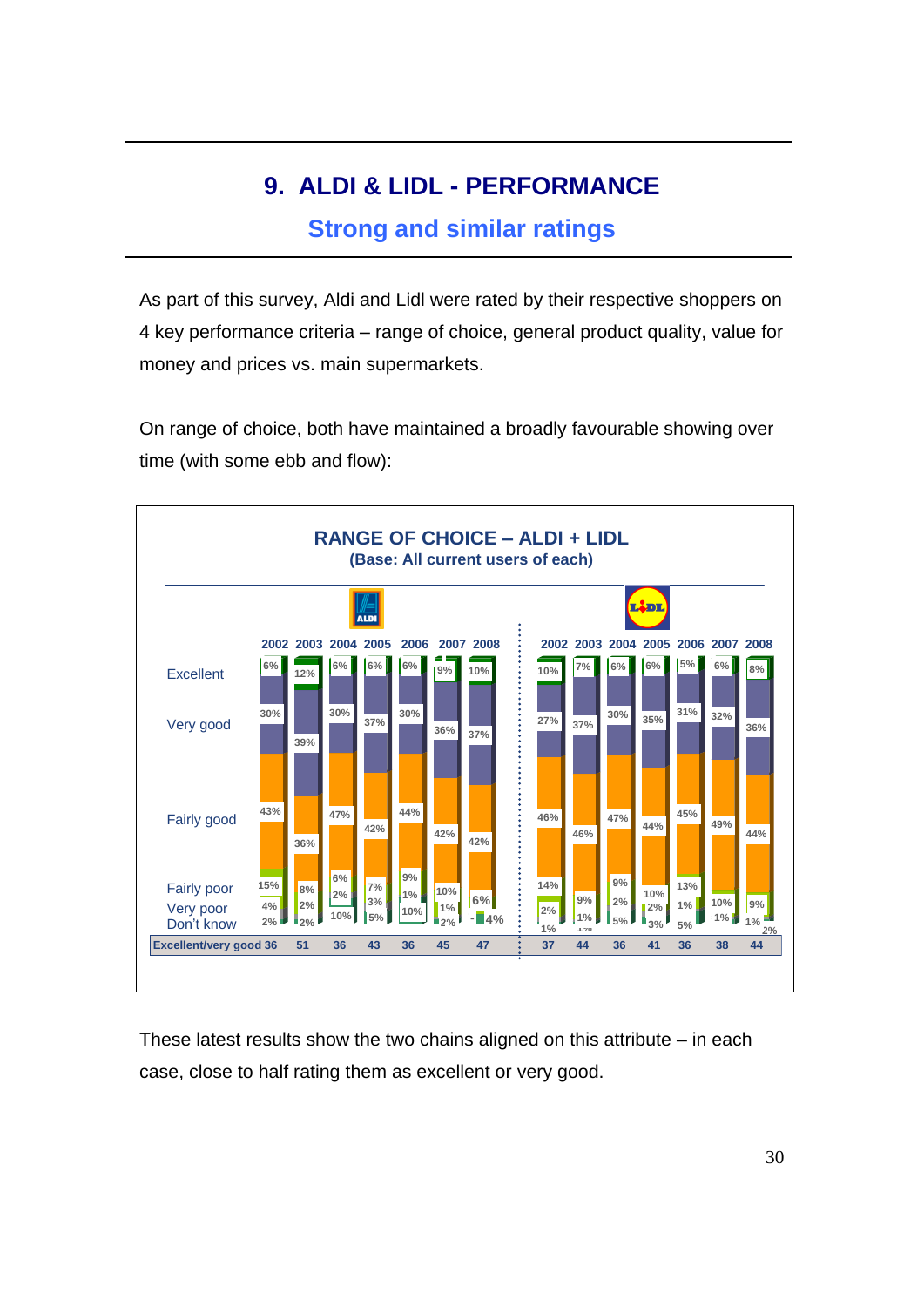# 9. ALDI & LIDL - PERFORMANCE

## Strong and similar ratings

As part of this survey, Aldi and Lidl were rated by their respective shoppers on 4 key performance criteria – range of choice, general product quality, value for money and prices vs. main supermarkets.

On range of choice, both have maintained a broadly favourable showing over time (with some ebb and flow):

**RANGE OF CHOICE – ALDI + LIDL**
**(Base: All current users of each)**

| | ALDI 2002 | ALDI 2003 | ALDI 2004 | ALDI 2005 | ALDI 2006 | ALDI 2007 | ALDI 2008 | LIDL 2002 | LIDL 2003 | LIDL 2004 | LIDL 2005 | LIDL 2006 | LIDL 2007 | LIDL 2008 |
|---|---|---|---|---|---|---|---|---|---|---|---|---|---|---|
| Excellent | 6% | 12% | 6% | 6% | 6% | 9% | 10% | 10% | 7% | 6% | 6% | 5% | 6% | 8% |
| Very good | 30% | 39% | 30% | 37% | 30% | 36% | 37% | 27% | 37% | 30% | 35% | 31% | 32% | 36% |
| Fairly good | 43% | 36% | 47% | 42% | 44% | 42% | 42% | 46% | 46% | 47% | 44% | 45% | 49% | 44% |
| Fairly poor | 15% | 8% | 6% | 7% | 9% | 10% | 6% | 14% | 9% | 9% | 10% | 13% | 10% | 9% |
| Very poor | 4% | 2% | 2% | 3% | 1% | 1% | - | 2% | 1% | 2% | 2% | 1% | 1% | 1% |
| Don't know | 2% | 2% | 10% | 5% | 10% | 2% | 4% | 1% | 1% | 5% | 3% | 5% | | 2% |
| **Excellent/very good** | 36 | 51 | 36 | 43 | 36 | 45 | 47 | 37 | 44 | 36 | 41 | 36 | 38 | 44 |

These latest results show the two chains aligned on this attribute – in each case, close to half rating them as excellent or very good.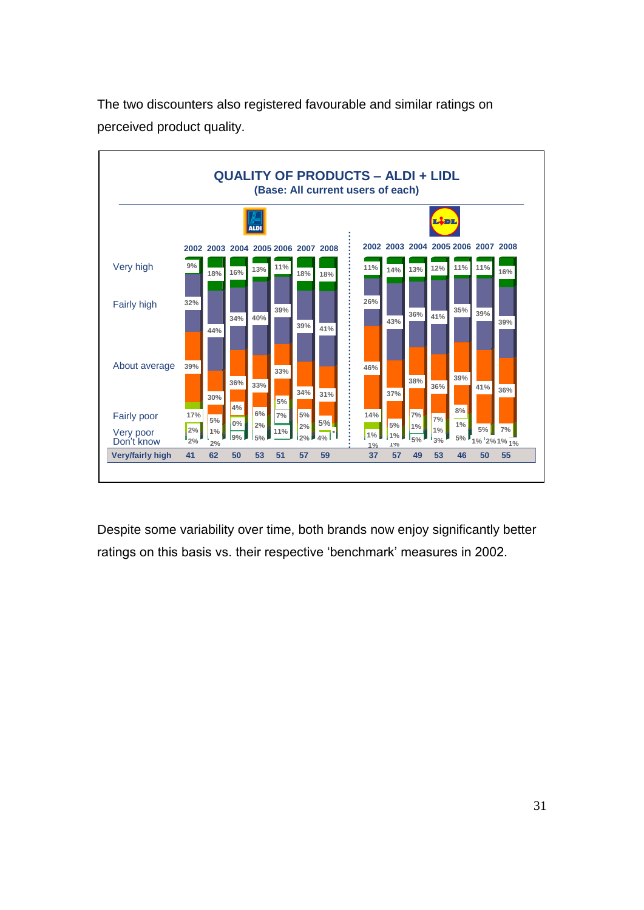The two discounters also registered favourable and similar ratings on perceived product quality.

**QUALITY OF PRODUCTS – ALDI + LIDL**
**(Base: All current users of each)**

| | ALDI 2002 | ALDI 2003 | ALDI 2004 | ALDI 2005 | ALDI 2006 | ALDI 2007 | ALDI 2008 | LIDL 2002 | LIDL 2003 | LIDL 2004 | LIDL 2005 | LIDL 2006 | LIDL 2007 | LIDL 2008 |
|---|---|---|---|---|---|---|---|---|---|---|---|---|---|---|
| Very high | 9% | 18% | 16% | 13% | 11% | 18% | 18% | 11% | 14% | 13% | 12% | 11% | 11% | 16% |
| Fairly high | 32% | 44% | 34% | 40% | 39% | 39% | 41% | 26% | 43% | 36% | 41% | 35% | 39% | 39% |
| About average | 39% | 30% | 36% | 33% | 33% | 34% | 31% | 46% | 37% | 38% | 36% | 39% | 41% | 36% |
| Fairly poor | 17% | 5% | 4% | 6% | 5% | 5% | 5% | 14% | 5% | 7% | 7% | 8% | 5% | 7% |
| Very poor | 2% | 1% | 0% | 2% | 7% | 2% | * | 1% | 1% | 1% | 1% | 1% | 1% | 1% |
| Don't know | 2% | 2% | 9% | 5% | 11% | 2% | 4% | 1% | 1% | 5% | 3% | 5% | 2% | 1% |
| **Very/fairly high** | **41** | **62** | **50** | **53** | **51** | **57** | **59** | **37** | **57** | **49** | **53** | **46** | **50** | **55** |

Despite some variability over time, both brands now enjoy significantly better ratings on this basis vs. their respective 'benchmark' measures in 2002.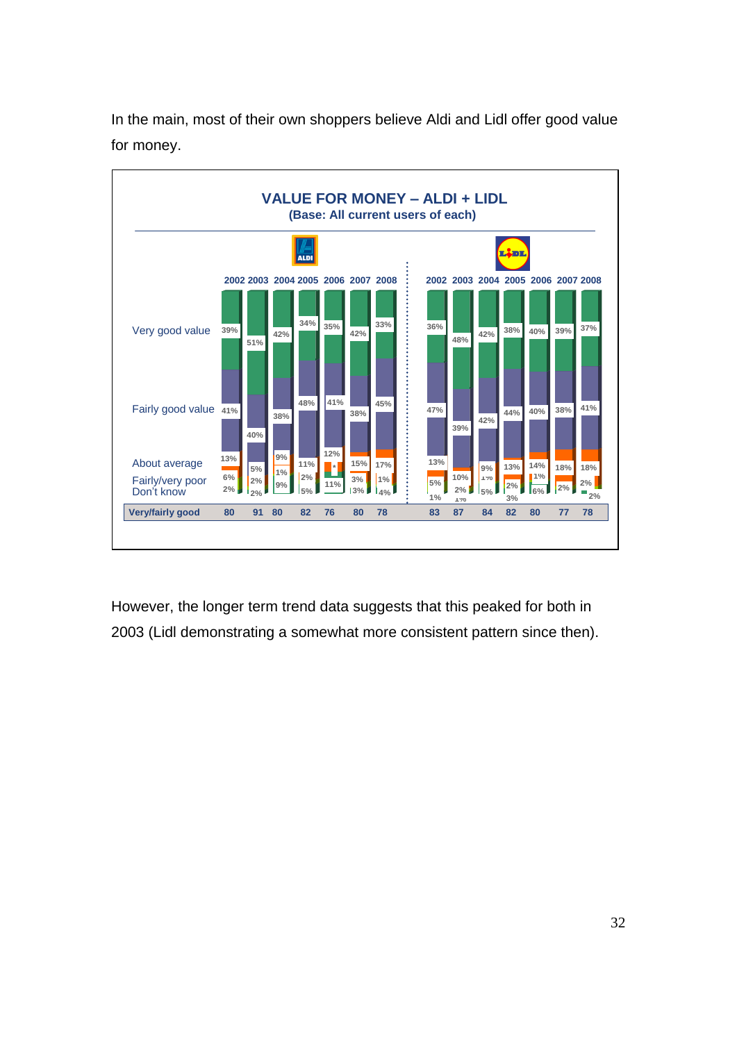In the main, most of their own shoppers believe Aldi and Lidl offer good value for money.

**VALUE FOR MONEY – ALDI + LIDL**
**(Base: All current users of each)**

| | ALDI 2002 | ALDI 2003 | ALDI 2004 | ALDI 2005 | ALDI 2006 | ALDI 2007 | ALDI 2008 | LIDL 2002 | LIDL 2003 | LIDL 2004 | LIDL 2005 | LIDL 2006 | LIDL 2007 | LIDL 2008 |
|---|---|---|---|---|---|---|---|---|---|---|---|---|---|---|
| Very good value | 39% | 51% | 42% | 34% | 35% | 42% | 33% | 36% | 48% | 42% | 38% | 40% | 39% | 37% |
| Fairly good value | 41% | 40% | 38% | 48% | 41% | 38% | 45% | 47% | 39% | 42% | 44% | 40% | 38% | 41% |
| About average | 13% | 5% | 9% | 11% | 12% | 15% | 17% | 13% | 10% | 9% | 13% | 14% | 18% | 18% |
| Fairly/very poor | 6% | 2% | 1% | 2% | * | 3% | 1% | 5% | 2% | 1% | 2% | 1% | 2% | 2% |
| Don't know | 2% | 2% | 9% | 5% | 11% | 3% | 4% | 1% | 1% | 5% | 3% | 6% | | 2% |
| **Very/fairly good** | 80 | 91 | 80 | 82 | 76 | 80 | 78 | 83 | 87 | 84 | 82 | 80 | 77 | 78 |

However, the longer term trend data suggests that this peaked for both in 2003 (Lidl demonstrating a somewhat more consistent pattern since then).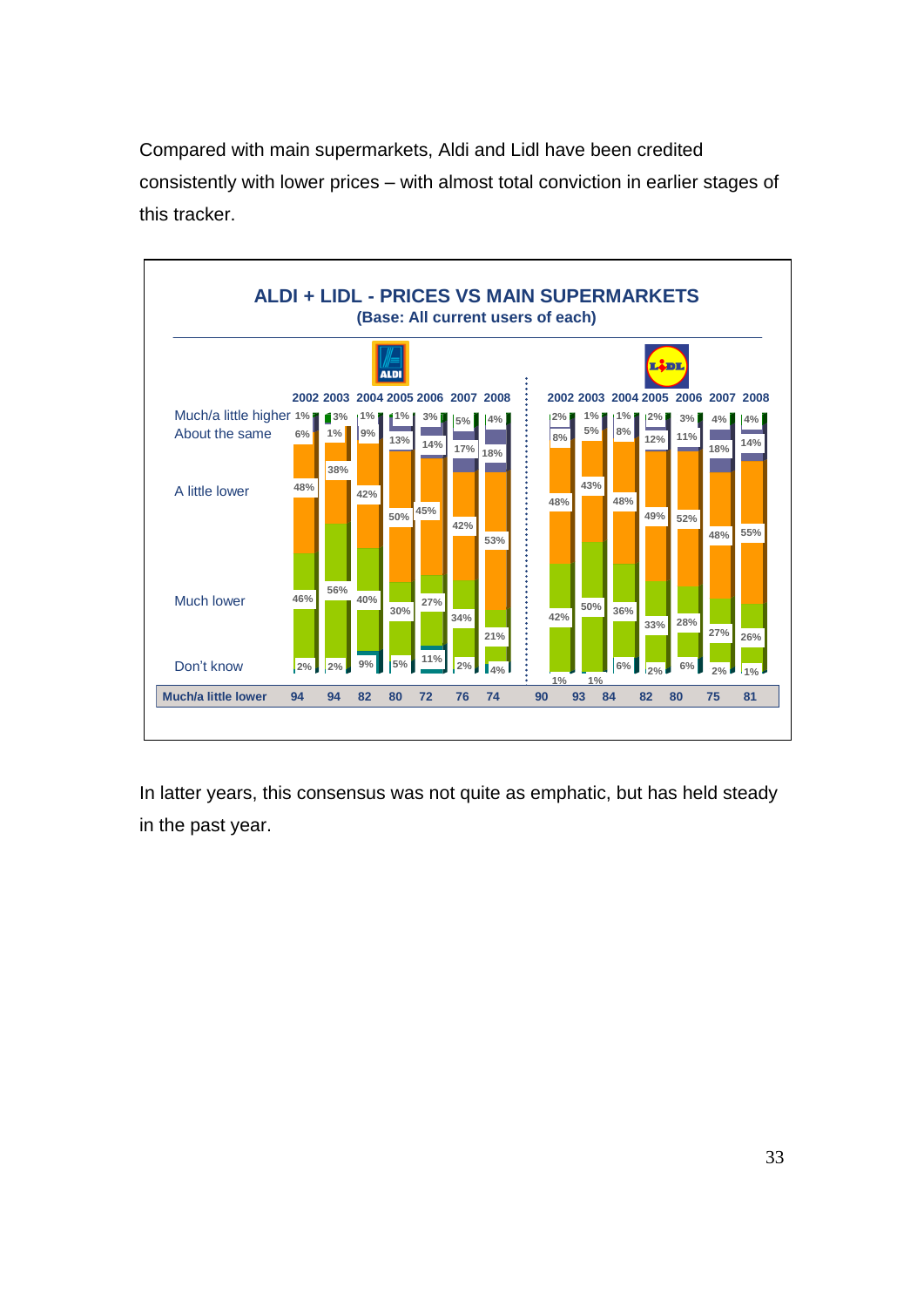Compared with main supermarkets, Aldi and Lidl have been credited consistently with lower prices – with almost total conviction in earlier stages of this tracker.

**ALDI + LIDL - PRICES VS MAIN SUPERMARKETS**
**(Base: All current users of each)**

| | ALDI 2002 | ALDI 2003 | ALDI 2004 | ALDI 2005 | ALDI 2006 | ALDI 2007 | ALDI 2008 | LIDL 2002 | LIDL 2003 | LIDL 2004 | LIDL 2005 | LIDL 2006 | LIDL 2007 | LIDL 2008 |
|---|---|---|---|---|---|---|---|---|---|---|---|---|---|---|
| Much/a little higher | 1% | 3% | 1% | 1% | 3% | 5% | 4% | 2% | 1% | 1% | 2% | 3% | 4% | 4% |
| About the same | 6% | 1% | 9% | 13% | 14% | 17% | 18% | 8% | 5% | 8% | 12% | 11% | 18% | 14% |
| A little lower | 48% | 38% | 42% | 50% | 45% | 42% | 53% | 48% | 43% | 48% | 49% | 52% | 48% | 55% |
| Much lower | 46% | 56% | 40% | 30% | 27% | 34% | 21% | 42% | 50% | 36% | 33% | 28% | 27% | 26% |
| Don't know | 2% | 2% | 9% | 5% | 11% | 2% | 4% | 1% | 1% | 6% | 2% | 6% | 2% | 1% |
| **Much/a little lower** | **94** | **94** | **82** | **80** | **72** | **76** | **74** | **90** | **93** | **84** | **82** | **80** | **75** | **81** |

In latter years, this consensus was not quite as emphatic, but has held steady in the past year.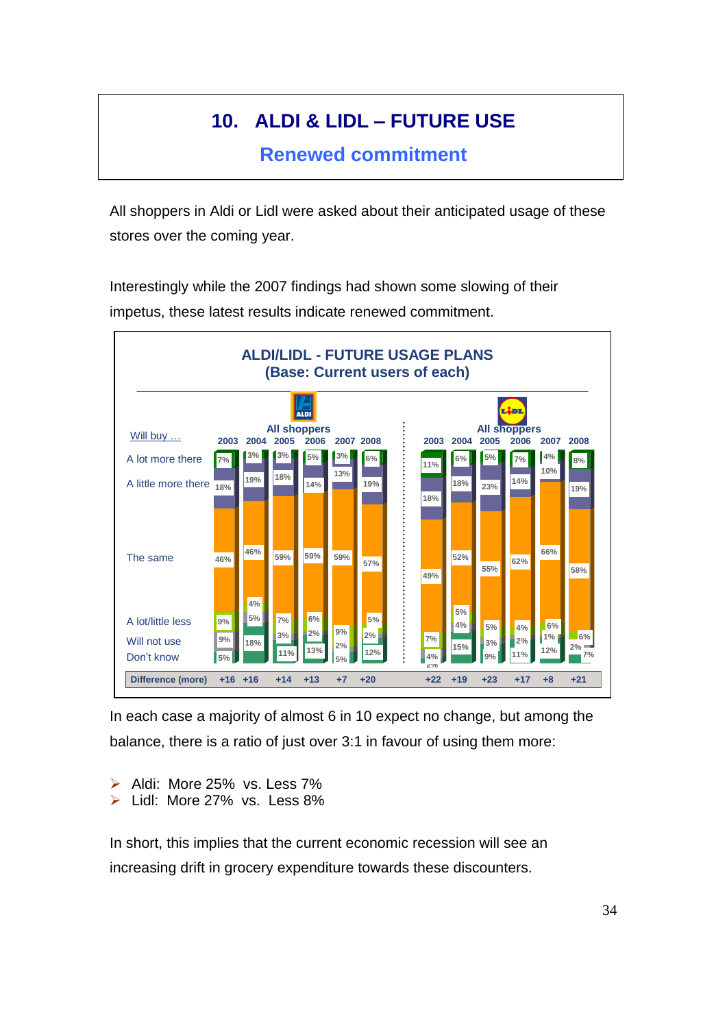# 10. ALDI & LIDL – FUTURE USE

## Renewed commitment

All shoppers in Aldi or Lidl were asked about their anticipated usage of these stores over the coming year.

Interestingly while the 2007 findings had shown some slowing of their impetus, these latest results indicate renewed commitment.

ALDI/LIDL - FUTURE USAGE PLANS
(Base: Current users of each)

ALDI — All shoppers: 2003 2004 2005 2006 2007 2008

LIDL — All shoppers: 2003 2004 2005 2006 2007 2008

Will buy …

A lot more there

A little more there

The same

A lot/little less

Will not use

Don't know

Difference (more) +16 +16 +14 +13 +7 +20 +22 +19 +23 +17 +8 +21

In each case a majority of almost 6 in 10 expect no change, but among the balance, there is a ratio of just over 3:1 in favour of using them more:

- Aldi: More 25% vs. Less 7%
- Lidl: More 27% vs. Less 8%

In short, this implies that the current economic recession will see an increasing drift in grocery expenditure towards these discounters.